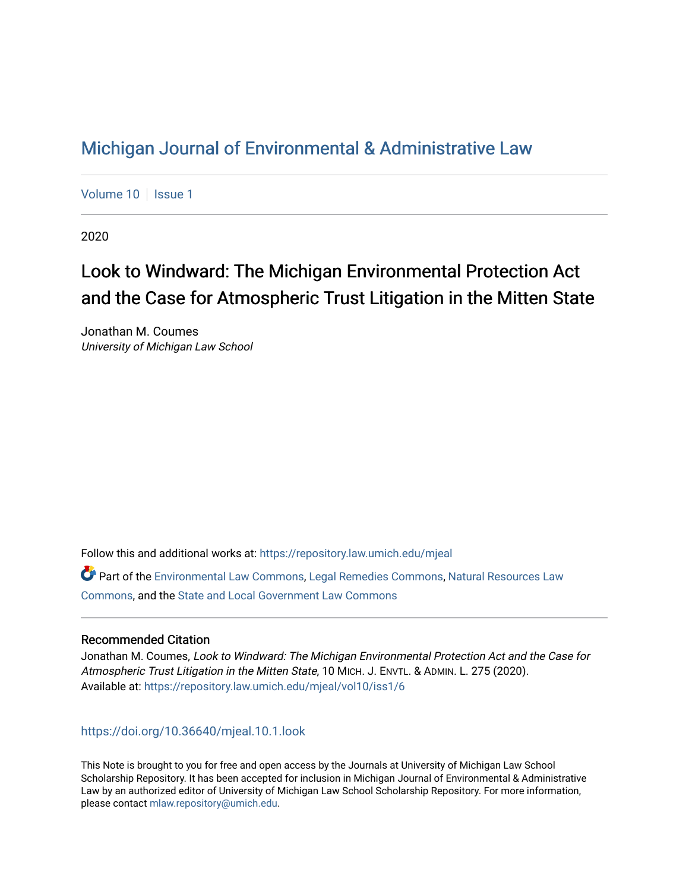# Michigan Journal of Environmental & Administrative Law

Volume 10 | Issue 1

2020

## Look to Windward: The Michigan Environmental Protection Act and the Case for Atmospheric Trust Litigation in the Mitten State

Jonathan M. Coumes
*University of Michigan Law School*

Follow this and additional works at: https://repository.law.umich.edu/mjeal

Part of the Environmental Law Commons, Legal Remedies Commons, Natural Resources Law Commons, and the State and Local Government Law Commons

### Recommended Citation

Jonathan M. Coumes, *Look to Windward: The Michigan Environmental Protection Act and the Case for Atmospheric Trust Litigation in the Mitten State*, 10 MICH. J. ENVTL. & ADMIN. L. 275 (2020).
Available at: https://repository.law.umich.edu/mjeal/vol10/iss1/6

https://doi.org/10.36640/mjeal.10.1.look

This Note is brought to you for free and open access by the Journals at University of Michigan Law School Scholarship Repository. It has been accepted for inclusion in Michigan Journal of Environmental & Administrative Law by an authorized editor of University of Michigan Law School Scholarship Repository. For more information, please contact mlaw.repository@umich.edu.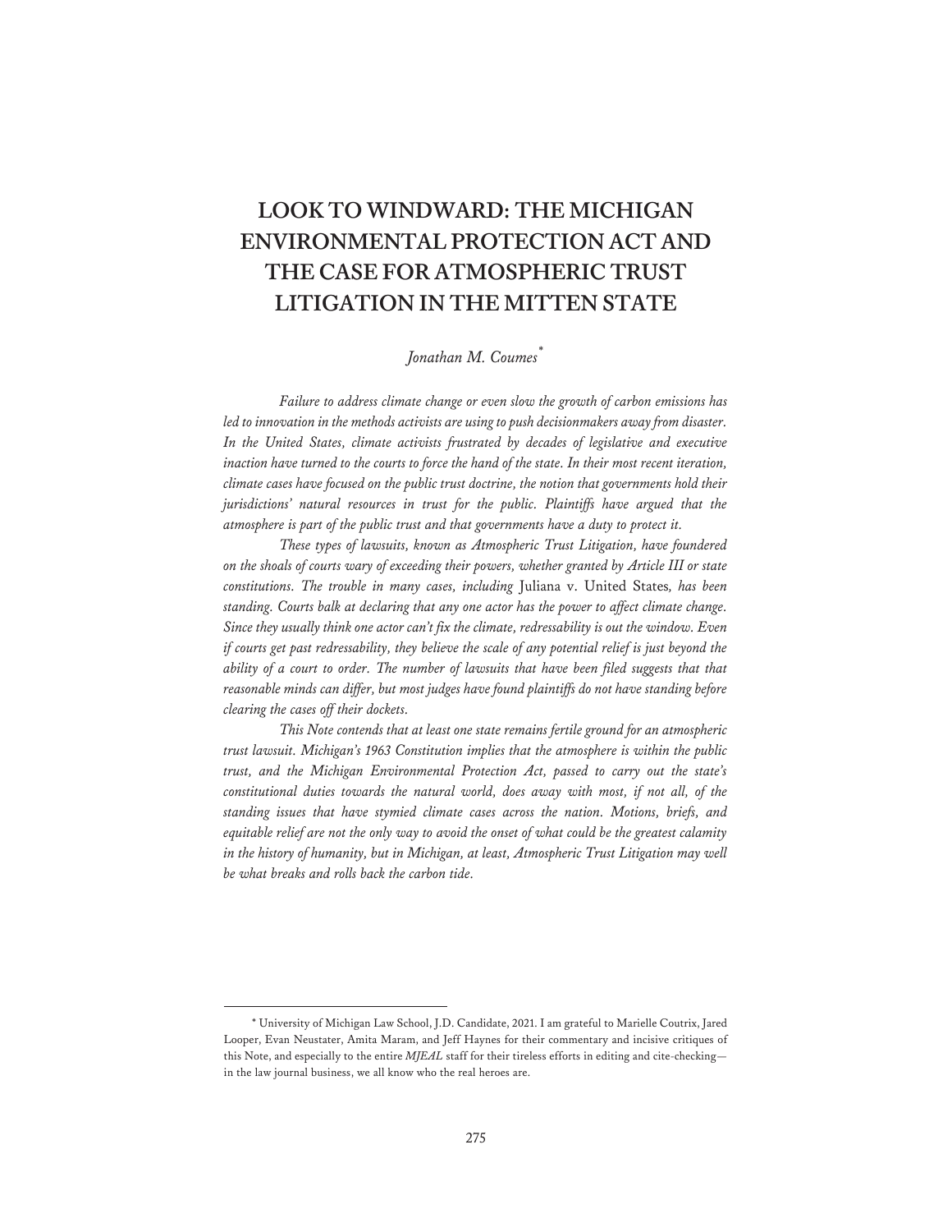# LOOK TO WINDWARD: THE MICHIGAN ENVIRONMENTAL PROTECTION ACT AND THE CASE FOR ATMOSPHERIC TRUST LITIGATION IN THE MITTEN STATE

*Jonathan M. Coumes*[*]

*Failure to address climate change or even slow the growth of carbon emissions has led to innovation in the methods activists are using to push decisionmakers away from disaster. In the United States, climate activists frustrated by decades of legislative and executive inaction have turned to the courts to force the hand of the state. In their most recent iteration, climate cases have focused on the public trust doctrine, the notion that governments hold their jurisdictions' natural resources in trust for the public. Plaintiffs have argued that the atmosphere is part of the public trust and that governments have a duty to protect it.*

*These types of lawsuits, known as Atmospheric Trust Litigation, have foundered on the shoals of courts wary of exceeding their powers, whether granted by Article III or state constitutions. The trouble in many cases, including* Juliana v. United States*, has been standing. Courts balk at declaring that any one actor has the power to affect climate change. Since they usually think one actor can't fix the climate, redressability is out the window. Even if courts get past redressability, they believe the scale of any potential relief is just beyond the ability of a court to order. The number of lawsuits that have been filed suggests that that reasonable minds can differ, but most judges have found plaintiffs do not have standing before clearing the cases off their dockets.*

*This Note contends that at least one state remains fertile ground for an atmospheric trust lawsuit. Michigan's 1963 Constitution implies that the atmosphere is within the public trust, and the Michigan Environmental Protection Act, passed to carry out the state's constitutional duties towards the natural world, does away with most, if not all, of the standing issues that have stymied climate cases across the nation. Motions, briefs, and equitable relief are not the only way to avoid the onset of what could be the greatest calamity in the history of humanity, but in Michigan, at least, Atmospheric Trust Litigation may well be what breaks and rolls back the carbon tide.*

---

[*] University of Michigan Law School, J.D. Candidate, 2021. I am grateful to Marielle Coutrix, Jared Looper, Evan Neustater, Amita Maram, and Jeff Haynes for their commentary and incisive critiques of this Note, and especially to the entire *MJEAL* staff for their tireless efforts in editing and cite-checking—in the law journal business, we all know who the real heroes are.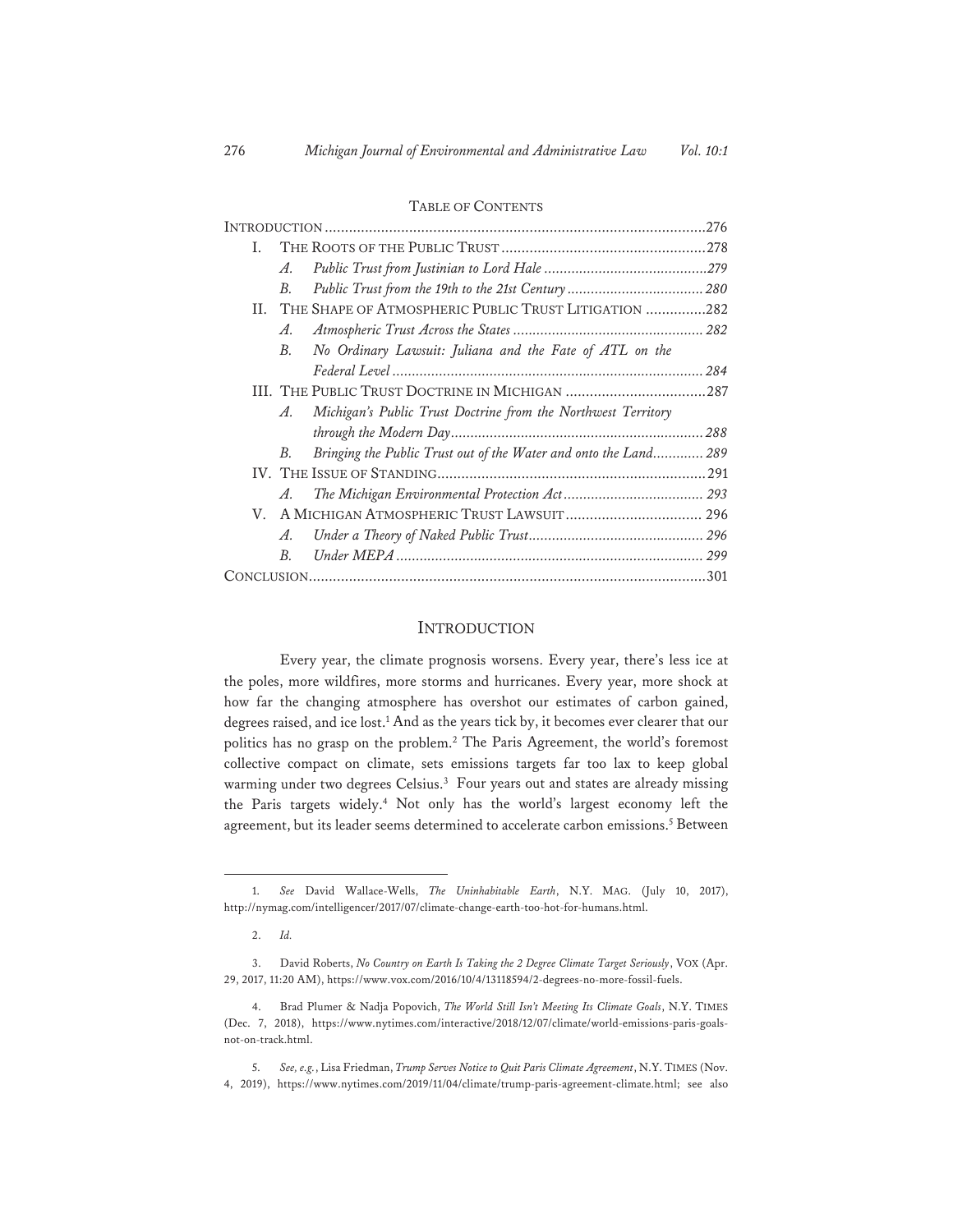TABLE OF CONTENTS

INTRODUCTION .............................................................................................276
I. THE ROOTS OF THE PUBLIC TRUST ..................................................278
  A. *Public Trust from Justinian to Lord Hale* ..........................................279
  B. *Public Trust from the 19th to the 21st Century* .................................. 280
II. THE SHAPE OF ATMOSPHERIC PUBLIC TRUST LITIGATION ...............282
  A. *Atmospheric Trust Across the States* ................................................ 282
  B. *No Ordinary Lawsuit: Juliana and the Fate of ATL on the Federal Level* ............................................................................... 284
III. THE PUBLIC TRUST DOCTRINE IN MICHIGAN ...................................287
  A. *Michigan's Public Trust Doctrine from the Northwest Territory through the Modern Day* ................................................................ 288
  B. *Bringing the Public Trust out of the Water and onto the Land*............. 289
IV. THE ISSUE OF STANDING...................................................................291
  A. *The Michigan Environmental Protection Act* .................................... 293
V. A MICHIGAN ATMOSPHERIC TRUST LAWSUIT .................................. 296
  A. *Under a Theory of Naked Public Trust*............................................ 296
  B. *Under MEPA* .............................................................................. 299
CONCLUSION..................................................................................................301

## INTRODUCTION

Every year, the climate prognosis worsens. Every year, there's less ice at the poles, more wildfires, more storms and hurricanes. Every year, more shock at how far the changing atmosphere has overshot our estimates of carbon gained, degrees raised, and ice lost.[1] And as the years tick by, it becomes ever clearer that our politics has no grasp on the problem.[2] The Paris Agreement, the world's foremost collective compact on climate, sets emissions targets far too lax to keep global warming under two degrees Celsius.[3] Four years out and states are already missing the Paris targets widely.[4] Not only has the world's largest economy left the agreement, but its leader seems determined to accelerate carbon emissions.[5] Between

---

1. *See* David Wallace-Wells, *The Uninhabitable Earth*, N.Y. MAG. (July 10, 2017), http://nymag.com/intelligencer/2017/07/climate-change-earth-too-hot-for-humans.html.

2. *Id.*

3. David Roberts, *No Country on Earth Is Taking the 2 Degree Climate Target Seriously*, VOX (Apr. 29, 2017, 11:20 AM), https://www.vox.com/2016/10/4/13118594/2-degrees-no-more-fossil-fuels.

4. Brad Plumer & Nadja Popovich, *The World Still Isn't Meeting Its Climate Goals*, N.Y. TIMES (Dec. 7, 2018), https://www.nytimes.com/interactive/2018/12/07/climate/world-emissions-paris-goals-not-on-track.html.

5. *See, e.g.*, Lisa Friedman, *Trump Serves Notice to Quit Paris Climate Agreement*, N.Y. TIMES (Nov. 4, 2019), https://www.nytimes.com/2019/11/04/climate/trump-paris-agreement-climate.html; see also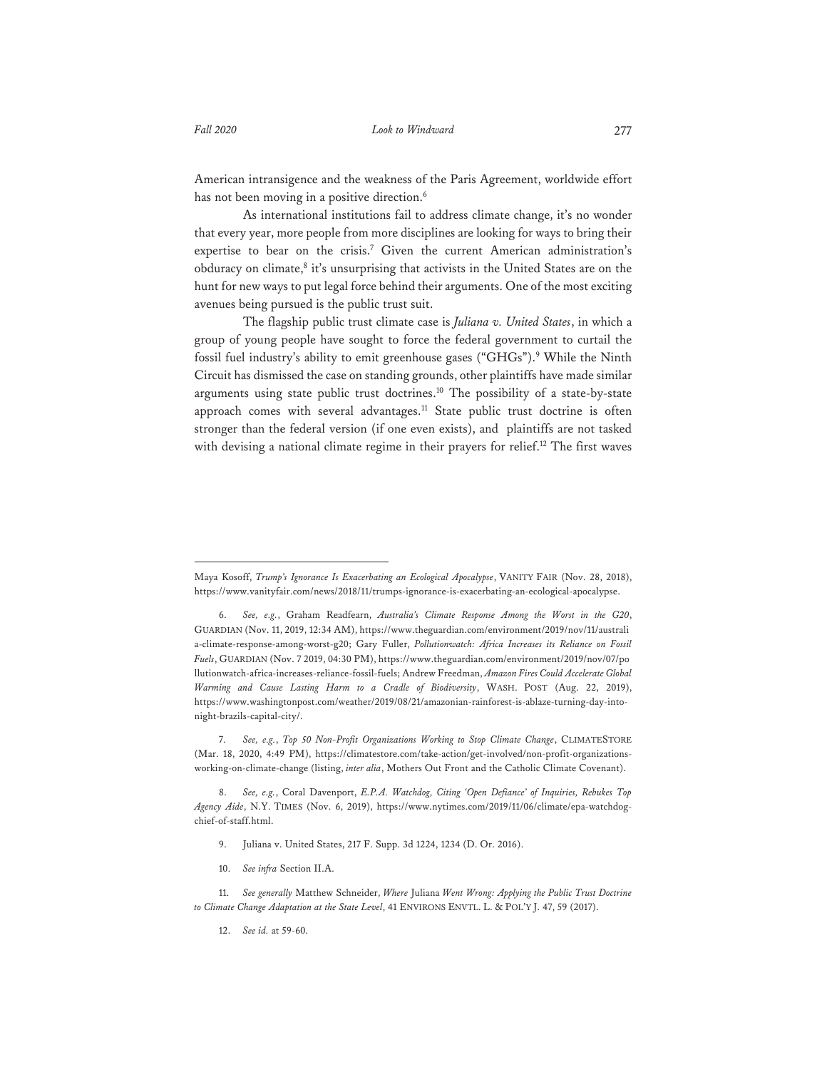American intransigence and the weakness of the Paris Agreement, worldwide effort has not been moving in a positive direction.[6]

As international institutions fail to address climate change, it's no wonder that every year, more people from more disciplines are looking for ways to bring their expertise to bear on the crisis.[7] Given the current American administration's obduracy on climate,[8] it's unsurprising that activists in the United States are on the hunt for new ways to put legal force behind their arguments. One of the most exciting avenues being pursued is the public trust suit.

The flagship public trust climate case is *Juliana v. United States*, in which a group of young people have sought to force the federal government to curtail the fossil fuel industry's ability to emit greenhouse gases ("GHGs").[9] While the Ninth Circuit has dismissed the case on standing grounds, other plaintiffs have made similar arguments using state public trust doctrines.[10] The possibility of a state-by-state approach comes with several advantages.[11] State public trust doctrine is often stronger than the federal version (if one even exists), and plaintiffs are not tasked with devising a national climate regime in their prayers for relief.[12] The first waves

---

Maya Kosoff, *Trump's Ignorance Is Exacerbating an Ecological Apocalypse*, VANITY FAIR (Nov. 28, 2018), https://www.vanityfair.com/news/2018/11/trumps-ignorance-is-exacerbating-an-ecological-apocalypse.

6. *See, e.g.*, Graham Readfearn, *Australia's Climate Response Among the Worst in the G20*, GUARDIAN (Nov. 11, 2019, 12:34 AM), https://www.theguardian.com/environment/2019/nov/11/australia-climate-response-among-worst-g20; Gary Fuller, *Pollutionwatch: Africa Increases its Reliance on Fossil Fuels*, GUARDIAN (Nov. 7 2019, 04:30 PM), https://www.theguardian.com/environment/2019/nov/07/pollutionwatch-africa-increases-reliance-fossil-fuels; Andrew Freedman, *Amazon Fires Could Accelerate Global Warming and Cause Lasting Harm to a Cradle of Biodiversity*, WASH. POST (Aug. 22, 2019), https://www.washingtonpost.com/weather/2019/08/21/amazonian-rainforest-is-ablaze-turning-day-into-night-brazils-capital-city/.

7. *See, e.g.*, *Top 50 Non-Profit Organizations Working to Stop Climate Change*, CLIMATESTORE (Mar. 18, 2020, 4:49 PM), https://climatestore.com/take-action/get-involved/non-profit-organizations-working-on-climate-change (listing, *inter alia*, Mothers Out Front and the Catholic Climate Covenant).

8. *See, e.g.*, Coral Davenport, *E.P.A. Watchdog, Citing 'Open Defiance' of Inquiries, Rebukes Top Agency Aide*, N.Y. TIMES (Nov. 6, 2019), https://www.nytimes.com/2019/11/06/climate/epa-watchdog-chief-of-staff.html.

9. Juliana v. United States, 217 F. Supp. 3d 1224, 1234 (D. Or. 2016).

10. *See infra* Section II.A.

11. *See generally* Matthew Schneider, *Where* Juliana *Went Wrong: Applying the Public Trust Doctrine to Climate Change Adaptation at the State Level*, 41 ENVIRONS ENVTL. L. & POL'Y J. 47, 59 (2017).

12. *See id.* at 59-60.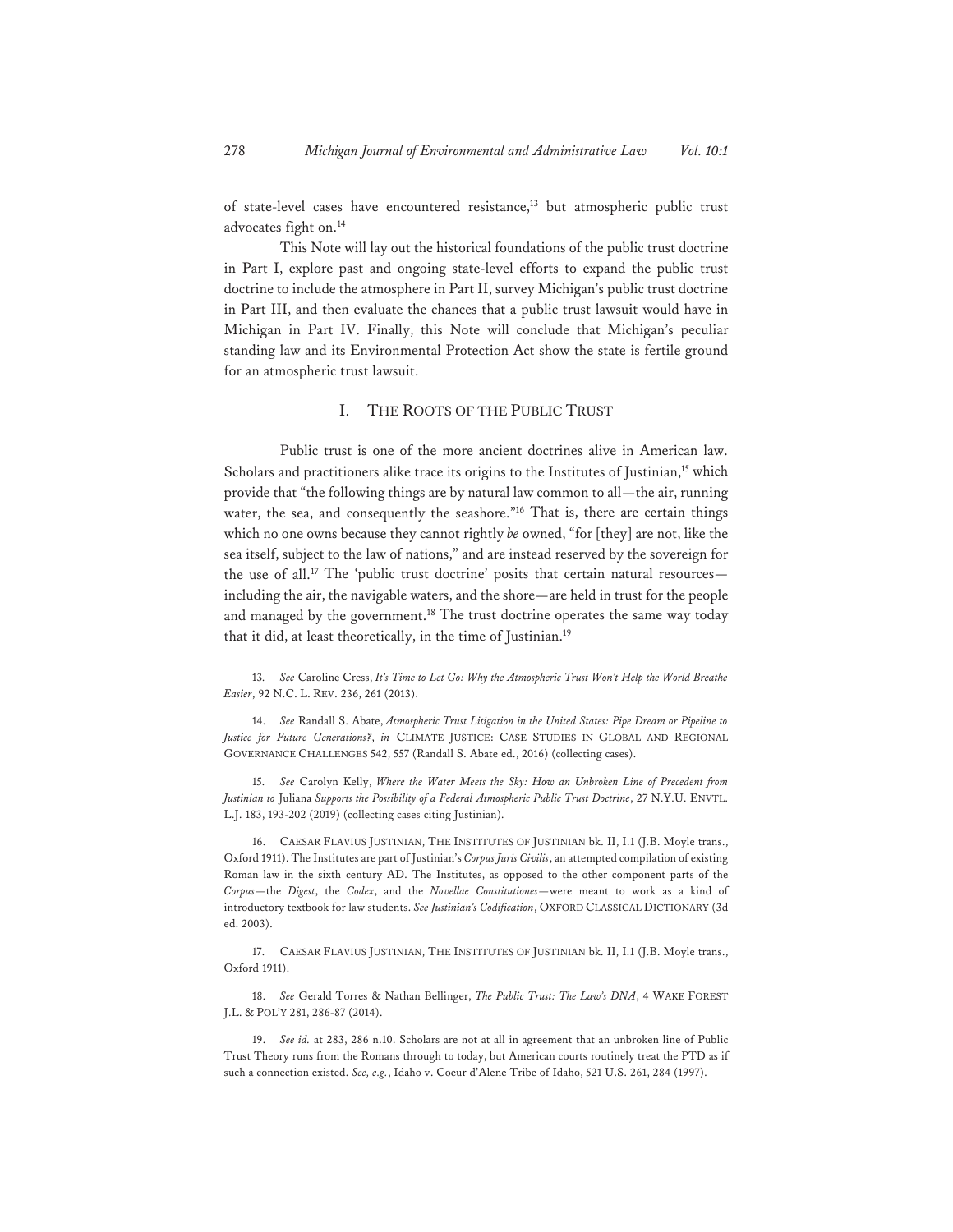of state-level cases have encountered resistance,[13] but atmospheric public trust advocates fight on.[14]

This Note will lay out the historical foundations of the public trust doctrine in Part I, explore past and ongoing state-level efforts to expand the public trust doctrine to include the atmosphere in Part II, survey Michigan's public trust doctrine in Part III, and then evaluate the chances that a public trust lawsuit would have in Michigan in Part IV. Finally, this Note will conclude that Michigan's peculiar standing law and its Environmental Protection Act show the state is fertile ground for an atmospheric trust lawsuit.

## I. THE ROOTS OF THE PUBLIC TRUST

Public trust is one of the more ancient doctrines alive in American law. Scholars and practitioners alike trace its origins to the Institutes of Justinian,[15] which provide that "the following things are by natural law common to all—the air, running water, the sea, and consequently the seashore."[16] That is, there are certain things which no one owns because they cannot rightly *be* owned, "for [they] are not, like the sea itself, subject to the law of nations," and are instead reserved by the sovereign for the use of all.[17] The 'public trust doctrine' posits that certain natural resources—including the air, the navigable waters, and the shore—are held in trust for the people and managed by the government.[18] The trust doctrine operates the same way today that it did, at least theoretically, in the time of Justinian.[19]

---

13. *See* Caroline Cress, *It's Time to Let Go: Why the Atmospheric Trust Won't Help the World Breathe Easier*, 92 N.C. L. REV. 236, 261 (2013).

14. *See* Randall S. Abate, *Atmospheric Trust Litigation in the United States: Pipe Dream or Pipeline to Justice for Future Generations?*, *in* CLIMATE JUSTICE: CASE STUDIES IN GLOBAL AND REGIONAL GOVERNANCE CHALLENGES 542, 557 (Randall S. Abate ed., 2016) (collecting cases).

15. *See* Carolyn Kelly, *Where the Water Meets the Sky: How an Unbroken Line of Precedent from Justinian to* Juliana *Supports the Possibility of a Federal Atmospheric Public Trust Doctrine*, 27 N.Y.U. ENVTL. L.J. 183, 193-202 (2019) (collecting cases citing Justinian).

16. CAESAR FLAVIUS JUSTINIAN, THE INSTITUTES OF JUSTINIAN bk. II, I.1 (J.B. Moyle trans., Oxford 1911). The Institutes are part of Justinian's *Corpus Juris Civilis*, an attempted compilation of existing Roman law in the sixth century AD. The Institutes, as opposed to the other component parts of the *Corpus*—the *Digest*, the *Codex*, and the *Novellae Constitutiones*—were meant to work as a kind of introductory textbook for law students. *See Justinian's Codification*, OXFORD CLASSICAL DICTIONARY (3d ed. 2003).

17. CAESAR FLAVIUS JUSTINIAN, THE INSTITUTES OF JUSTINIAN bk. II, I.1 (J.B. Moyle trans., Oxford 1911).

18. *See* Gerald Torres & Nathan Bellinger, *The Public Trust: The Law's DNA*, 4 WAKE FOREST J.L. & POL'Y 281, 286-87 (2014).

19. *See id.* at 283, 286 n.10. Scholars are not at all in agreement that an unbroken line of Public Trust Theory runs from the Romans through to today, but American courts routinely treat the PTD as if such a connection existed. *See, e.g.*, Idaho v. Coeur d'Alene Tribe of Idaho, 521 U.S. 261, 284 (1997).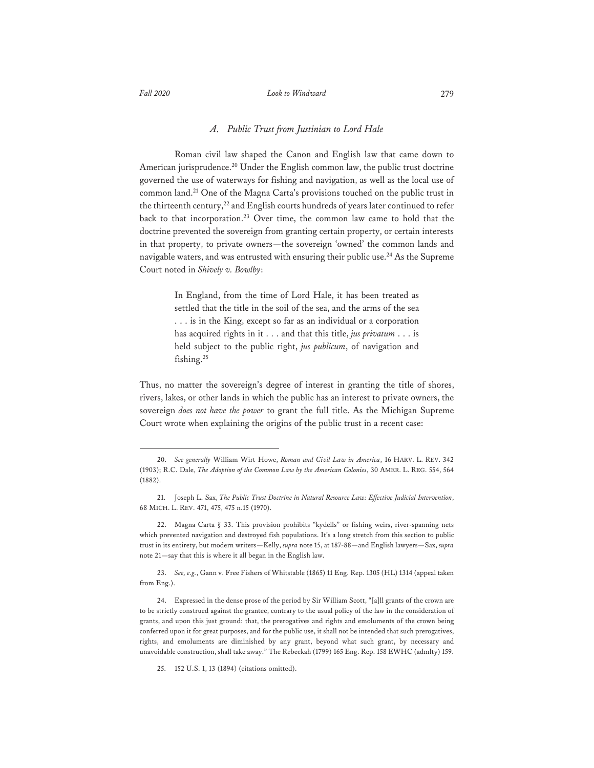### *A. Public Trust from Justinian to Lord Hale*

Roman civil law shaped the Canon and English law that came down to American jurisprudence.[20] Under the English common law, the public trust doctrine governed the use of waterways for fishing and navigation, as well as the local use of common land.[21] One of the Magna Carta's provisions touched on the public trust in the thirteenth century,[22] and English courts hundreds of years later continued to refer back to that incorporation.[23] Over time, the common law came to hold that the doctrine prevented the sovereign from granting certain property, or certain interests in that property, to private owners—the sovereign 'owned' the common lands and navigable waters, and was entrusted with ensuring their public use.[24] As the Supreme Court noted in *Shively v. Bowlby*:

> In England, from the time of Lord Hale, it has been treated as settled that the title in the soil of the sea, and the arms of the sea . . . is in the King, except so far as an individual or a corporation has acquired rights in it . . . and that this title, *jus privatum* . . . is held subject to the public right, *jus publicum*, of navigation and fishing.[25]

Thus, no matter the sovereign's degree of interest in granting the title of shores, rivers, lakes, or other lands in which the public has an interest to private owners, the sovereign *does not have the power* to grant the full title. As the Michigan Supreme Court wrote when explaining the origins of the public trust in a recent case:

---

20. *See generally* William Wirt Howe, *Roman and Civil Law in America*, 16 HARV. L. REV. 342 (1903); R.C. Dale, *The Adoption of the Common Law by the American Colonies*, 30 AMER. L. REG. 554, 564 (1882).

21. Joseph L. Sax, *The Public Trust Doctrine in Natural Resource Law: Effective Judicial Intervention*, 68 MICH. L. REV. 471, 475, 475 n.15 (1970).

22. Magna Carta § 33. This provision prohibits "kydells" or fishing weirs, river-spanning nets which prevented navigation and destroyed fish populations. It's a long stretch from this section to public trust in its entirety, but modern writers—Kelly, *supra* note 15, at 187-88—and English lawyers—Sax, *supra* note 21—say that this is where it all began in the English law.

23. *See, e.g.*, Gann v. Free Fishers of Whitstable (1865) 11 Eng. Rep. 1305 (HL) 1314 (appeal taken from Eng.).

24. Expressed in the dense prose of the period by Sir William Scott, "[a]ll grants of the crown are to be strictly construed against the grantee, contrary to the usual policy of the law in the consideration of grants, and upon this just ground: that, the prerogatives and rights and emoluments of the crown being conferred upon it for great purposes, and for the public use, it shall not be intended that such prerogatives, rights, and emoluments are diminished by any grant, beyond what such grant, by necessary and unavoidable construction, shall take away." The Rebeckah (1799) 165 Eng. Rep. 158 EWHC (admlty) 159.

25. 152 U.S. 1, 13 (1894) (citations omitted).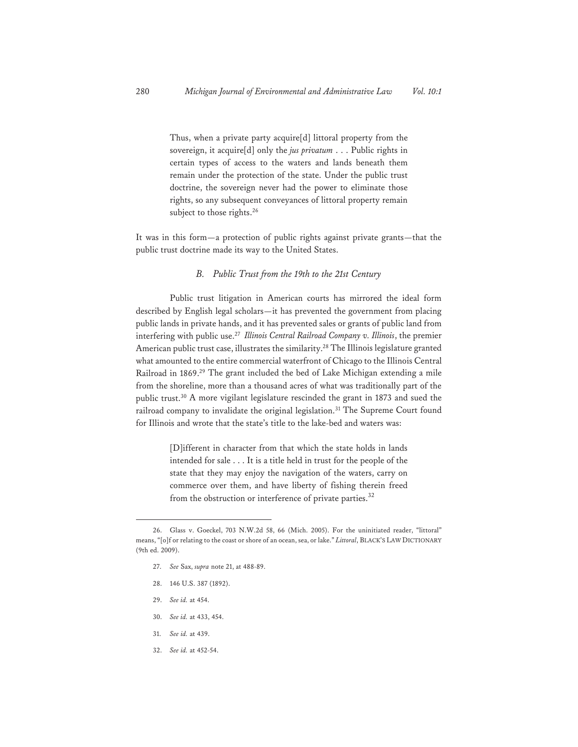> Thus, when a private party acquire[d] littoral property from the sovereign, it acquire[d] only the *jus privatum* . . . Public rights in certain types of access to the waters and lands beneath them remain under the protection of the state. Under the public trust doctrine, the sovereign never had the power to eliminate those rights, so any subsequent conveyances of littoral property remain subject to those rights.[26]

It was in this form—a protection of public rights against private grants—that the public trust doctrine made its way to the United States.

### *B. Public Trust from the 19th to the 21st Century*

Public trust litigation in American courts has mirrored the ideal form described by English legal scholars—it has prevented the government from placing public lands in private hands, and it has prevented sales or grants of public land from interfering with public use.[27] *Illinois Central Railroad Company v. Illinois*, the premier American public trust case, illustrates the similarity.[28] The Illinois legislature granted what amounted to the entire commercial waterfront of Chicago to the Illinois Central Railroad in 1869.[29] The grant included the bed of Lake Michigan extending a mile from the shoreline, more than a thousand acres of what was traditionally part of the public trust.[30] A more vigilant legislature rescinded the grant in 1873 and sued the railroad company to invalidate the original legislation.[31] The Supreme Court found for Illinois and wrote that the state's title to the lake-bed and waters was:

> [D]ifferent in character from that which the state holds in lands intended for sale . . . It is a title held in trust for the people of the state that they may enjoy the navigation of the waters, carry on commerce over them, and have liberty of fishing therein freed from the obstruction or interference of private parties.[32]

---

26. Glass v. Goeckel, 703 N.W.2d 58, 66 (Mich. 2005). For the uninitiated reader, "littoral" means, "[o]f or relating to the coast or shore of an ocean, sea, or lake." *Littoral*, BLACK'S LAW DICTIONARY (9th ed. 2009).

27. *See* Sax, *supra* note 21, at 488-89.

28. 146 U.S. 387 (1892).

29. *See id.* at 454.

30. *See id.* at 433, 454.

31. *See id.* at 439.

32. *See id.* at 452-54.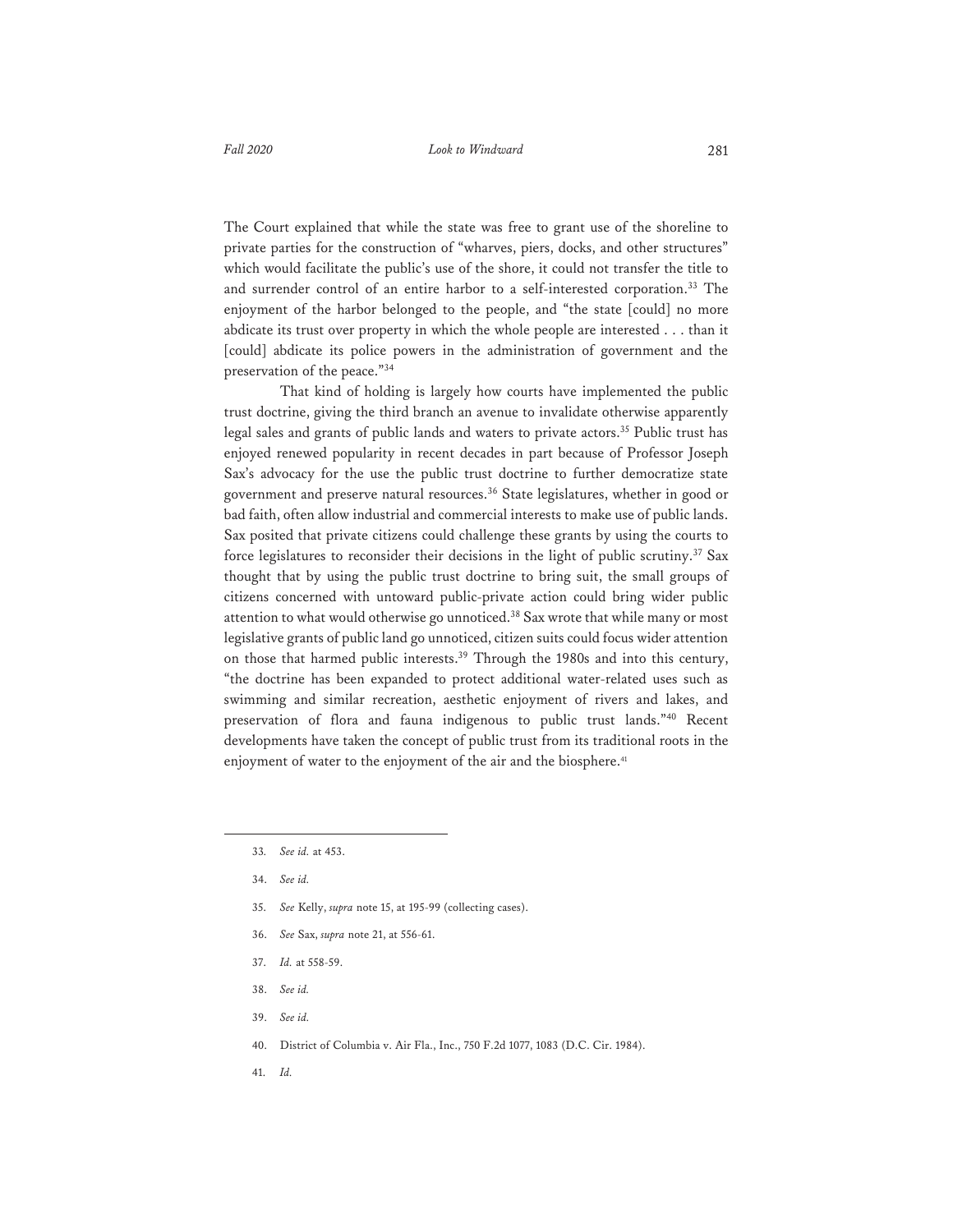The Court explained that while the state was free to grant use of the shoreline to private parties for the construction of "wharves, piers, docks, and other structures" which would facilitate the public's use of the shore, it could not transfer the title to and surrender control of an entire harbor to a self-interested corporation.[33] The enjoyment of the harbor belonged to the people, and "the state [could] no more abdicate its trust over property in which the whole people are interested . . . than it [could] abdicate its police powers in the administration of government and the preservation of the peace."[34]

That kind of holding is largely how courts have implemented the public trust doctrine, giving the third branch an avenue to invalidate otherwise apparently legal sales and grants of public lands and waters to private actors.[35] Public trust has enjoyed renewed popularity in recent decades in part because of Professor Joseph Sax's advocacy for the use the public trust doctrine to further democratize state government and preserve natural resources.[36] State legislatures, whether in good or bad faith, often allow industrial and commercial interests to make use of public lands. Sax posited that private citizens could challenge these grants by using the courts to force legislatures to reconsider their decisions in the light of public scrutiny.[37] Sax thought that by using the public trust doctrine to bring suit, the small groups of citizens concerned with untoward public-private action could bring wider public attention to what would otherwise go unnoticed.[38] Sax wrote that while many or most legislative grants of public land go unnoticed, citizen suits could focus wider attention on those that harmed public interests.[39] Through the 1980s and into this century, "the doctrine has been expanded to protect additional water-related uses such as swimming and similar recreation, aesthetic enjoyment of rivers and lakes, and preservation of flora and fauna indigenous to public trust lands."[40] Recent developments have taken the concept of public trust from its traditional roots in the enjoyment of water to the enjoyment of the air and the biosphere.[41]

---

33. *See id.* at 453.

34. *See id.*

35. *See* Kelly, *supra* note 15, at 195-99 (collecting cases).

36. *See* Sax, *supra* note 21, at 556-61.

37. *Id.* at 558-59.

38. *See id.*

39. *See id.*

40. District of Columbia v. Air Fla., Inc., 750 F.2d 1077, 1083 (D.C. Cir. 1984).

41. *Id.*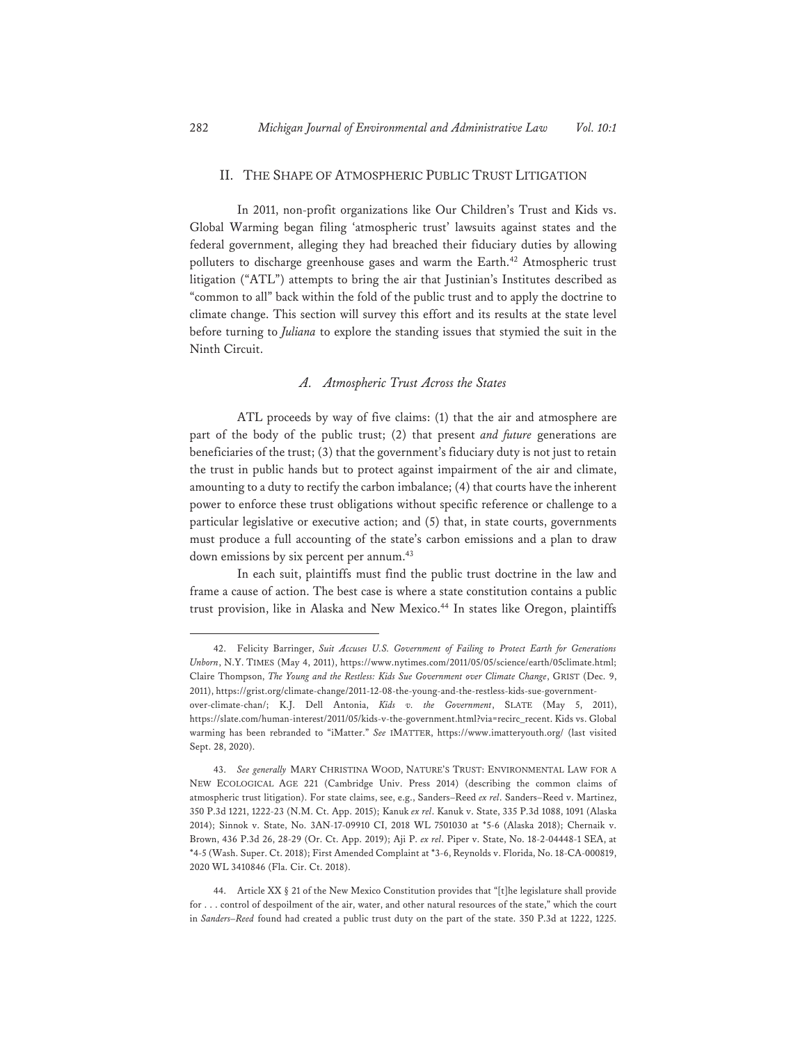## II. THE SHAPE OF ATMOSPHERIC PUBLIC TRUST LITIGATION

In 2011, non-profit organizations like Our Children's Trust and Kids vs. Global Warming began filing 'atmospheric trust' lawsuits against states and the federal government, alleging they had breached their fiduciary duties by allowing polluters to discharge greenhouse gases and warm the Earth.[42] Atmospheric trust litigation ("ATL") attempts to bring the air that Justinian's Institutes described as "common to all" back within the fold of the public trust and to apply the doctrine to climate change. This section will survey this effort and its results at the state level before turning to *Juliana* to explore the standing issues that stymied the suit in the Ninth Circuit.

### *A. Atmospheric Trust Across the States*

ATL proceeds by way of five claims: (1) that the air and atmosphere are part of the body of the public trust; (2) that present *and future* generations are beneficiaries of the trust; (3) that the government's fiduciary duty is not just to retain the trust in public hands but to protect against impairment of the air and climate, amounting to a duty to rectify the carbon imbalance; (4) that courts have the inherent power to enforce these trust obligations without specific reference or challenge to a particular legislative or executive action; and (5) that, in state courts, governments must produce a full accounting of the state's carbon emissions and a plan to draw down emissions by six percent per annum.[43]

In each suit, plaintiffs must find the public trust doctrine in the law and frame a cause of action. The best case is where a state constitution contains a public trust provision, like in Alaska and New Mexico.[44] In states like Oregon, plaintiffs

---

42. Felicity Barringer, *Suit Accuses U.S. Government of Failing to Protect Earth for Generations Unborn*, N.Y. TIMES (May 4, 2011), https://www.nytimes.com/2011/05/05/science/earth/05climate.html; Claire Thompson, *The Young and the Restless: Kids Sue Government over Climate Change*, GRIST (Dec. 9, 2011), https://grist.org/climate-change/2011-12-08-the-young-and-the-restless-kids-sue-government-over-climate-chan/; K.J. Dell Antonia, *Kids v. the Government*, SLATE (May 5, 2011), https://slate.com/human-interest/2011/05/kids-v-the-government.html?via=recirc_recent. Kids vs. Global warming has been rebranded to "iMatter." *See* IMATTER, https://www.imatteryouth.org/ (last visited Sept. 28, 2020).

43. *See generally* MARY CHRISTINA WOOD, NATURE'S TRUST: ENVIRONMENTAL LAW FOR A NEW ECOLOGICAL AGE 221 (Cambridge Univ. Press 2014) (describing the common claims of atmospheric trust litigation). For state claims, see, e.g., Sanders–Reed *ex rel*. Sanders–Reed v. Martinez, 350 P.3d 1221, 1222-23 (N.M. Ct. App. 2015); Kanuk *ex rel*. Kanuk v. State, 335 P.3d 1088, 1091 (Alaska 2014); Sinnok v. State, No. 3AN-17-09910 CI, 2018 WL 7501030 at *5-6 (Alaska 2018); Chernaik v. Brown, 436 P.3d 26, 28-29 (Or. Ct. App. 2019); Aji P. *ex rel*. Piper v. State, No. 18-2-04448-1 SEA, at *4-5 (Wash. Super. Ct. 2018); First Amended Complaint at *3-6, Reynolds v. Florida, No. 18-CA-000819, 2020 WL 3410846 (Fla. Cir. Ct. 2018).

44. Article XX § 21 of the New Mexico Constitution provides that "[t]he legislature shall provide for . . . control of despoilment of the air, water, and other natural resources of the state," which the court in *Sanders–Reed* found had created a public trust duty on the part of the state. 350 P.3d at 1222, 1225.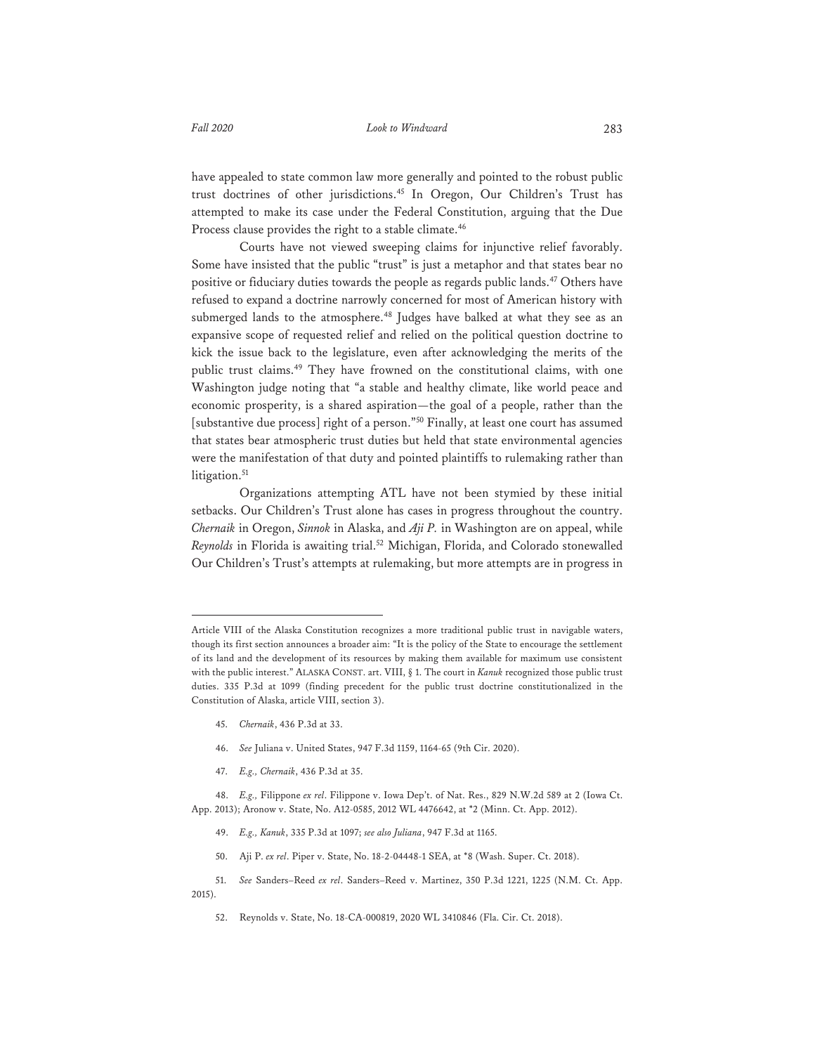have appealed to state common law more generally and pointed to the robust public trust doctrines of other jurisdictions.[45] In Oregon, Our Children's Trust has attempted to make its case under the Federal Constitution, arguing that the Due Process clause provides the right to a stable climate.[46]

Courts have not viewed sweeping claims for injunctive relief favorably. Some have insisted that the public "trust" is just a metaphor and that states bear no positive or fiduciary duties towards the people as regards public lands.[47] Others have refused to expand a doctrine narrowly concerned for most of American history with submerged lands to the atmosphere.[48] Judges have balked at what they see as an expansive scope of requested relief and relied on the political question doctrine to kick the issue back to the legislature, even after acknowledging the merits of the public trust claims.[49] They have frowned on the constitutional claims, with one Washington judge noting that "a stable and healthy climate, like world peace and economic prosperity, is a shared aspiration—the goal of a people, rather than the [substantive due process] right of a person."[50] Finally, at least one court has assumed that states bear atmospheric trust duties but held that state environmental agencies were the manifestation of that duty and pointed plaintiffs to rulemaking rather than litigation.[51]

Organizations attempting ATL have not been stymied by these initial setbacks. Our Children's Trust alone has cases in progress throughout the country. *Chernaik* in Oregon, *Sinnok* in Alaska, and *Aji P.* in Washington are on appeal, while *Reynolds* in Florida is awaiting trial.[52] Michigan, Florida, and Colorado stonewalled Our Children's Trust's attempts at rulemaking, but more attempts are in progress in

---

Article VIII of the Alaska Constitution recognizes a more traditional public trust in navigable waters, though its first section announces a broader aim: "It is the policy of the State to encourage the settlement of its land and the development of its resources by making them available for maximum use consistent with the public interest." ALASKA CONST. art. VIII, § 1. The court in *Kanuk* recognized those public trust duties. 335 P.3d at 1099 (finding precedent for the public trust doctrine constitutionalized in the Constitution of Alaska, article VIII, section 3).

45. *Chernaik*, 436 P.3d at 33.

46. *See* Juliana v. United States, 947 F.3d 1159, 1164-65 (9th Cir. 2020).

47. *E.g., Chernaik*, 436 P.3d at 35.

48. *E.g.,* Filippone *ex rel*. Filippone v. Iowa Dep't. of Nat. Res., 829 N.W.2d 589 at 2 (Iowa Ct. App. 2013); Aronow v. State, No. A12-0585, 2012 WL 4476642, at *2 (Minn. Ct. App. 2012).

49. *E.g., Kanuk*, 335 P.3d at 1097; *see also Juliana*, 947 F.3d at 1165.

50. Aji P. *ex rel*. Piper v. State, No. 18-2-04448-1 SEA, at *8 (Wash. Super. Ct. 2018).

51. *See* Sanders–Reed *ex rel*. Sanders–Reed v. Martinez, 350 P.3d 1221, 1225 (N.M. Ct. App. 2015).

52. Reynolds v. State, No. 18-CA-000819, 2020 WL 3410846 (Fla. Cir. Ct. 2018).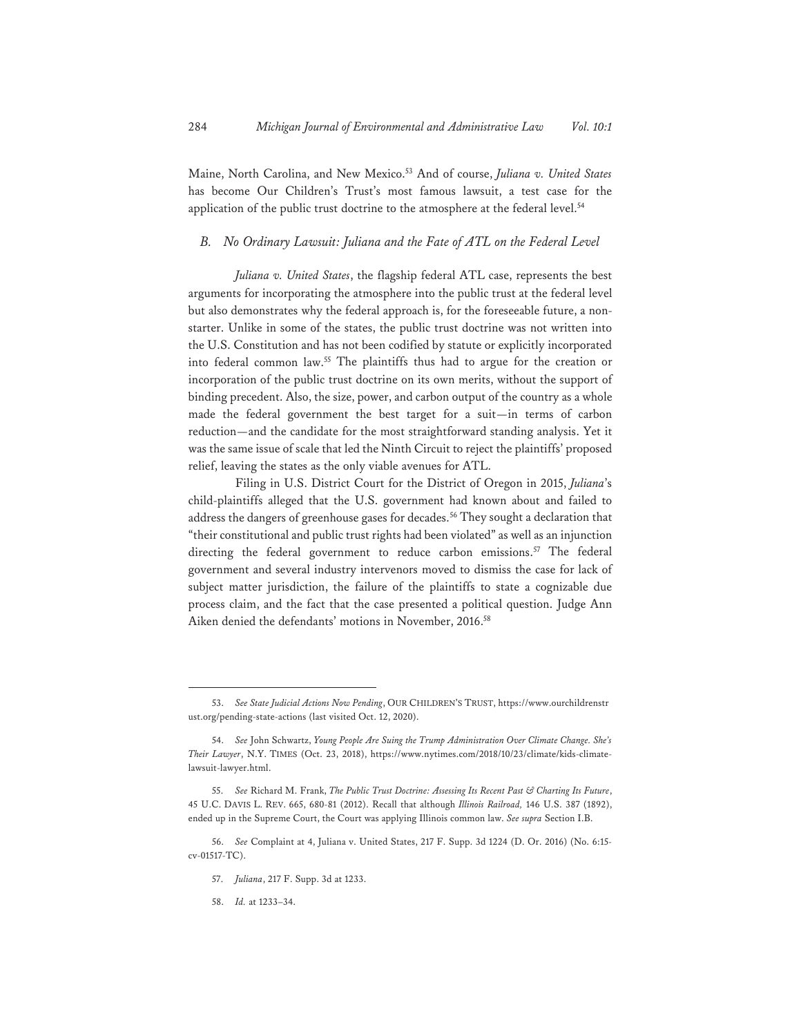Maine, North Carolina, and New Mexico.[53] And of course, *Juliana v. United States* has become Our Children's Trust's most famous lawsuit, a test case for the application of the public trust doctrine to the atmosphere at the federal level.[54]

### *B. No Ordinary Lawsuit: Juliana and the Fate of ATL on the Federal Level*

*Juliana v. United States*, the flagship federal ATL case, represents the best arguments for incorporating the atmosphere into the public trust at the federal level but also demonstrates why the federal approach is, for the foreseeable future, a non-starter. Unlike in some of the states, the public trust doctrine was not written into the U.S. Constitution and has not been codified by statute or explicitly incorporated into federal common law.[55] The plaintiffs thus had to argue for the creation or incorporation of the public trust doctrine on its own merits, without the support of binding precedent. Also, the size, power, and carbon output of the country as a whole made the federal government the best target for a suit—in terms of carbon reduction—and the candidate for the most straightforward standing analysis. Yet it was the same issue of scale that led the Ninth Circuit to reject the plaintiffs' proposed relief, leaving the states as the only viable avenues for ATL.

Filing in U.S. District Court for the District of Oregon in 2015, *Juliana*'s child-plaintiffs alleged that the U.S. government had known about and failed to address the dangers of greenhouse gases for decades.[56] They sought a declaration that "their constitutional and public trust rights had been violated" as well as an injunction directing the federal government to reduce carbon emissions.[57] The federal government and several industry intervenors moved to dismiss the case for lack of subject matter jurisdiction, the failure of the plaintiffs to state a cognizable due process claim, and the fact that the case presented a political question. Judge Ann Aiken denied the defendants' motions in November, 2016.[58]

---

53. *See State Judicial Actions Now Pending*, OUR CHILDREN'S TRUST, https://www.ourchildrenstrust.org/pending-state-actions (last visited Oct. 12, 2020).

54. *See* John Schwartz, *Young People Are Suing the Trump Administration Over Climate Change. She's Their Lawyer*, N.Y. TIMES (Oct. 23, 2018), https://www.nytimes.com/2018/10/23/climate/kids-climate-lawsuit-lawyer.html.

55. *See* Richard M. Frank, *The Public Trust Doctrine: Assessing Its Recent Past & Charting Its Future*, 45 U.C. DAVIS L. REV. 665, 680-81 (2012). Recall that although *Illinois Railroad,* 146 U.S. 387 (1892), ended up in the Supreme Court, the Court was applying Illinois common law. *See supra* Section I.B.

56. *See* Complaint at 4, Juliana v. United States, 217 F. Supp. 3d 1224 (D. Or. 2016) (No. 6:15-cv-01517-TC).

57. *Juliana*, 217 F. Supp. 3d at 1233.

58. *Id.* at 1233–34.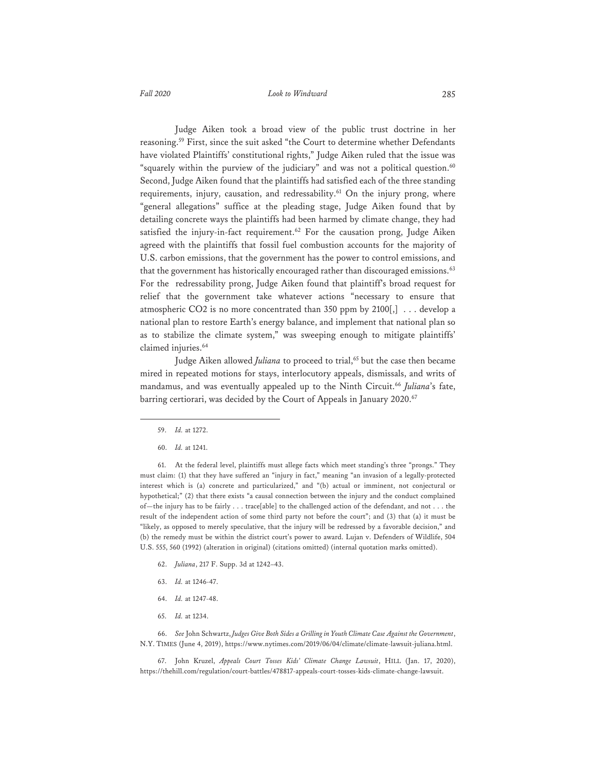Judge Aiken took a broad view of the public trust doctrine in her reasoning.[59] First, since the suit asked "the Court to determine whether Defendants have violated Plaintiffs' constitutional rights," Judge Aiken ruled that the issue was "squarely within the purview of the judiciary" and was not a political question.[60] Second, Judge Aiken found that the plaintiffs had satisfied each of the three standing requirements, injury, causation, and redressability.[61] On the injury prong, where "general allegations" suffice at the pleading stage, Judge Aiken found that by detailing concrete ways the plaintiffs had been harmed by climate change, they had satisfied the injury-in-fact requirement.[62] For the causation prong, Judge Aiken agreed with the plaintiffs that fossil fuel combustion accounts for the majority of U.S. carbon emissions, that the government has the power to control emissions, and that the government has historically encouraged rather than discouraged emissions.[63] For the redressability prong, Judge Aiken found that plaintiff's broad request for relief that the government take whatever actions "necessary to ensure that atmospheric $CO_2$ is no more concentrated than 350 ppm by 2100[,] . . . develop a national plan to restore Earth's energy balance, and implement that national plan so as to stabilize the climate system," was sweeping enough to mitigate plaintiffs' claimed injuries.[64]

Judge Aiken allowed *Juliana* to proceed to trial,[65] but the case then became mired in repeated motions for stays, interlocutory appeals, dismissals, and writs of mandamus, and was eventually appealed up to the Ninth Circuit.[66] *Juliana*'s fate, barring certiorari, was decided by the Court of Appeals in January 2020.[67]

---

59. *Id.* at 1272.

60. *Id.* at 1241.

61. At the federal level, plaintiffs must allege facts which meet standing's three "prongs." They must claim: (1) that they have suffered an "injury in fact," meaning "an invasion of a legally-protected interest which is (a) concrete and particularized," and "(b) actual or imminent, not conjectural or hypothetical;" (2) that there exists "a causal connection between the injury and the conduct complained of—the injury has to be fairly . . . trace[able] to the challenged action of the defendant, and not . . . the result of the independent action of some third party not before the court"; and (3) that (a) it must be "likely, as opposed to merely speculative, that the injury will be redressed by a favorable decision," and (b) the remedy must be within the district court's power to award. Lujan v. Defenders of Wildlife, 504 U.S. 555, 560 (1992) (alteration in original) (citations omitted) (internal quotation marks omitted).

62. *Juliana*, 217 F. Supp. 3d at 1242–43.

63. *Id.* at 1246-47.

64. *Id.* at 1247-48.

65. *Id.* at 1234.

66. *See* John Schwartz, *Judges Give Both Sides a Grilling in Youth Climate Case Against the Government*, N.Y. TIMES (June 4, 2019), https://www.nytimes.com/2019/06/04/climate/climate-lawsuit-juliana.html.

67. John Kruzel, *Appeals Court Tosses Kids' Climate Change Lawsuit*, HILL (Jan. 17, 2020), https://thehill.com/regulation/court-battles/478817-appeals-court-tosses-kids-climate-change-lawsuit.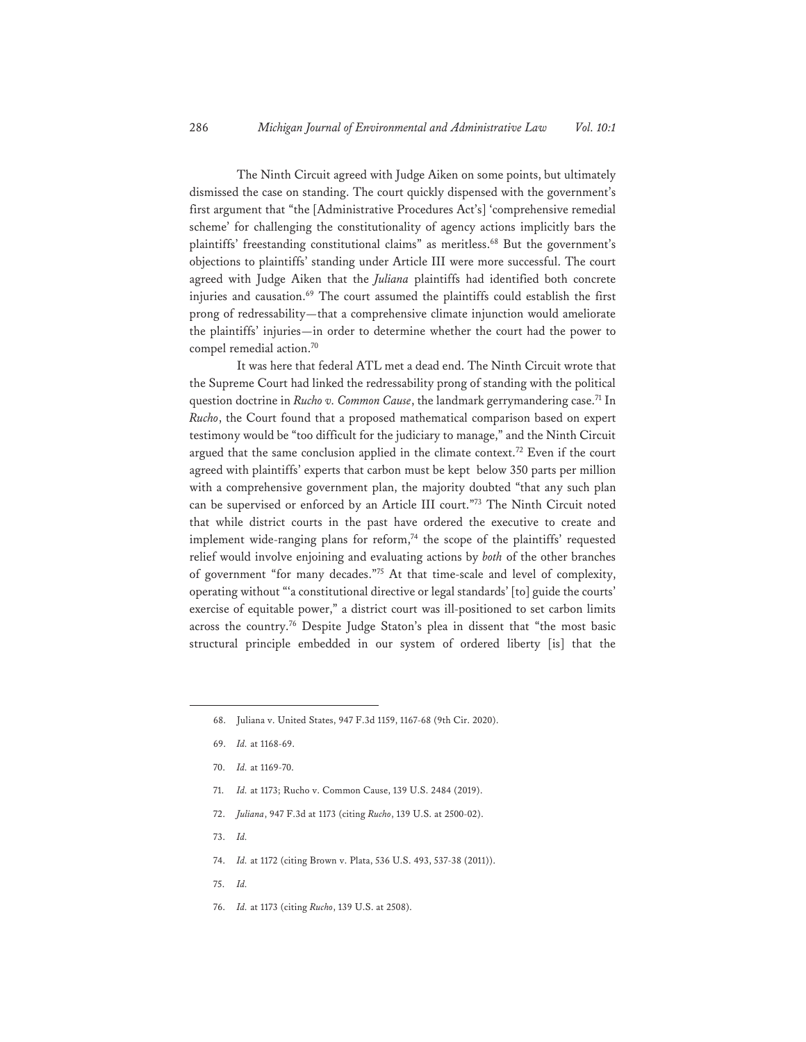The Ninth Circuit agreed with Judge Aiken on some points, but ultimately dismissed the case on standing. The court quickly dispensed with the government's first argument that "the [Administrative Procedures Act's] 'comprehensive remedial scheme' for challenging the constitutionality of agency actions implicitly bars the plaintiffs' freestanding constitutional claims" as meritless.[68] But the government's objections to plaintiffs' standing under Article III were more successful. The court agreed with Judge Aiken that the *Juliana* plaintiffs had identified both concrete injuries and causation.[69] The court assumed the plaintiffs could establish the first prong of redressability—that a comprehensive climate injunction would ameliorate the plaintiffs' injuries—in order to determine whether the court had the power to compel remedial action.[70]

It was here that federal ATL met a dead end. The Ninth Circuit wrote that the Supreme Court had linked the redressability prong of standing with the political question doctrine in *Rucho v. Common Cause*, the landmark gerrymandering case.[71] In *Rucho*, the Court found that a proposed mathematical comparison based on expert testimony would be "too difficult for the judiciary to manage," and the Ninth Circuit argued that the same conclusion applied in the climate context.[72] Even if the court agreed with plaintiffs' experts that carbon must be kept below 350 parts per million with a comprehensive government plan, the majority doubted "that any such plan can be supervised or enforced by an Article III court."[73] The Ninth Circuit noted that while district courts in the past have ordered the executive to create and implement wide-ranging plans for reform,[74] the scope of the plaintiffs' requested relief would involve enjoining and evaluating actions by *both* of the other branches of government "for many decades."[75] At that time-scale and level of complexity, operating without "'a constitutional directive or legal standards' [to] guide the courts' exercise of equitable power," a district court was ill-positioned to set carbon limits across the country.[76] Despite Judge Staton's plea in dissent that "the most basic structural principle embedded in our system of ordered liberty [is] that the

---

68. Juliana v. United States, 947 F.3d 1159, 1167-68 (9th Cir. 2020).

69. *Id.* at 1168-69.

70. *Id.* at 1169-70.

71. *Id.* at 1173; Rucho v. Common Cause, 139 U.S. 2484 (2019).

72. *Juliana*, 947 F.3d at 1173 (citing *Rucho*, 139 U.S. at 2500-02).

73. *Id.*

74. *Id.* at 1172 (citing Brown v. Plata, 536 U.S. 493, 537-38 (2011)).

75. *Id.*

76. *Id.* at 1173 (citing *Rucho*, 139 U.S. at 2508).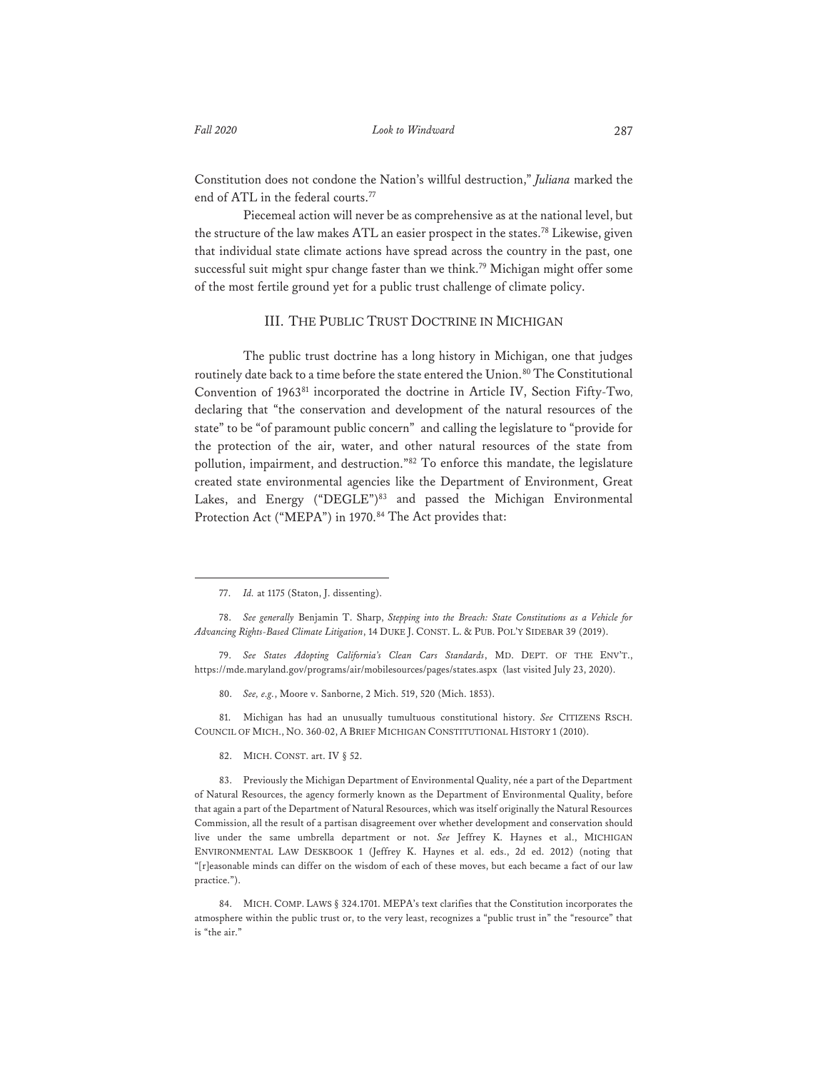Constitution does not condone the Nation's willful destruction," *Juliana* marked the end of ATL in the federal courts.[77]

Piecemeal action will never be as comprehensive as at the national level, but the structure of the law makes ATL an easier prospect in the states.[78] Likewise, given that individual state climate actions have spread across the country in the past, one successful suit might spur change faster than we think.[79] Michigan might offer some of the most fertile ground yet for a public trust challenge of climate policy.

## III. THE PUBLIC TRUST DOCTRINE IN MICHIGAN

The public trust doctrine has a long history in Michigan, one that judges routinely date back to a time before the state entered the Union.[80] The Constitutional Convention of 1963[81] incorporated the doctrine in Article IV, Section Fifty-Two, declaring that "the conservation and development of the natural resources of the state" to be "of paramount public concern" and calling the legislature to "provide for the protection of the air, water, and other natural resources of the state from pollution, impairment, and destruction."[82] To enforce this mandate, the legislature created state environmental agencies like the Department of Environment, Great Lakes, and Energy ("DEGLE")[83] and passed the Michigan Environmental Protection Act ("MEPA") in 1970.[84] The Act provides that:

---

77. *Id.* at 1175 (Staton, J. dissenting).

78. *See generally* Benjamin T. Sharp, *Stepping into the Breach: State Constitutions as a Vehicle for Advancing Rights-Based Climate Litigation*, 14 DUKE J. CONST. L. & PUB. POL'Y SIDEBAR 39 (2019).

79. *See States Adopting California's Clean Cars Standards*, MD. DEPT. OF THE ENV'T., https://mde.maryland.gov/programs/air/mobilesources/pages/states.aspx (last visited July 23, 2020).

80. *See, e.g.*, Moore v. Sanborne, 2 Mich. 519, 520 (Mich. 1853).

81. Michigan has had an unusually tumultuous constitutional history. *See* CITIZENS RSCH. COUNCIL OF MICH., NO. 360-02, A BRIEF MICHIGAN CONSTITUTIONAL HISTORY 1 (2010).

82. MICH. CONST. art. IV § 52.

83. Previously the Michigan Department of Environmental Quality, née a part of the Department of Natural Resources, the agency formerly known as the Department of Environmental Quality, before that again a part of the Department of Natural Resources, which was itself originally the Natural Resources Commission, all the result of a partisan disagreement over whether development and conservation should live under the same umbrella department or not. *See* Jeffrey K. Haynes et al., MICHIGAN ENVIRONMENTAL LAW DESKBOOK 1 (Jeffrey K. Haynes et al. eds., 2d ed. 2012) (noting that "[r]easonable minds can differ on the wisdom of each of these moves, but each became a fact of our law practice.").

84. MICH. COMP. LAWS § 324.1701. MEPA's text clarifies that the Constitution incorporates the atmosphere within the public trust or, to the very least, recognizes a "public trust in" the "resource" that is "the air."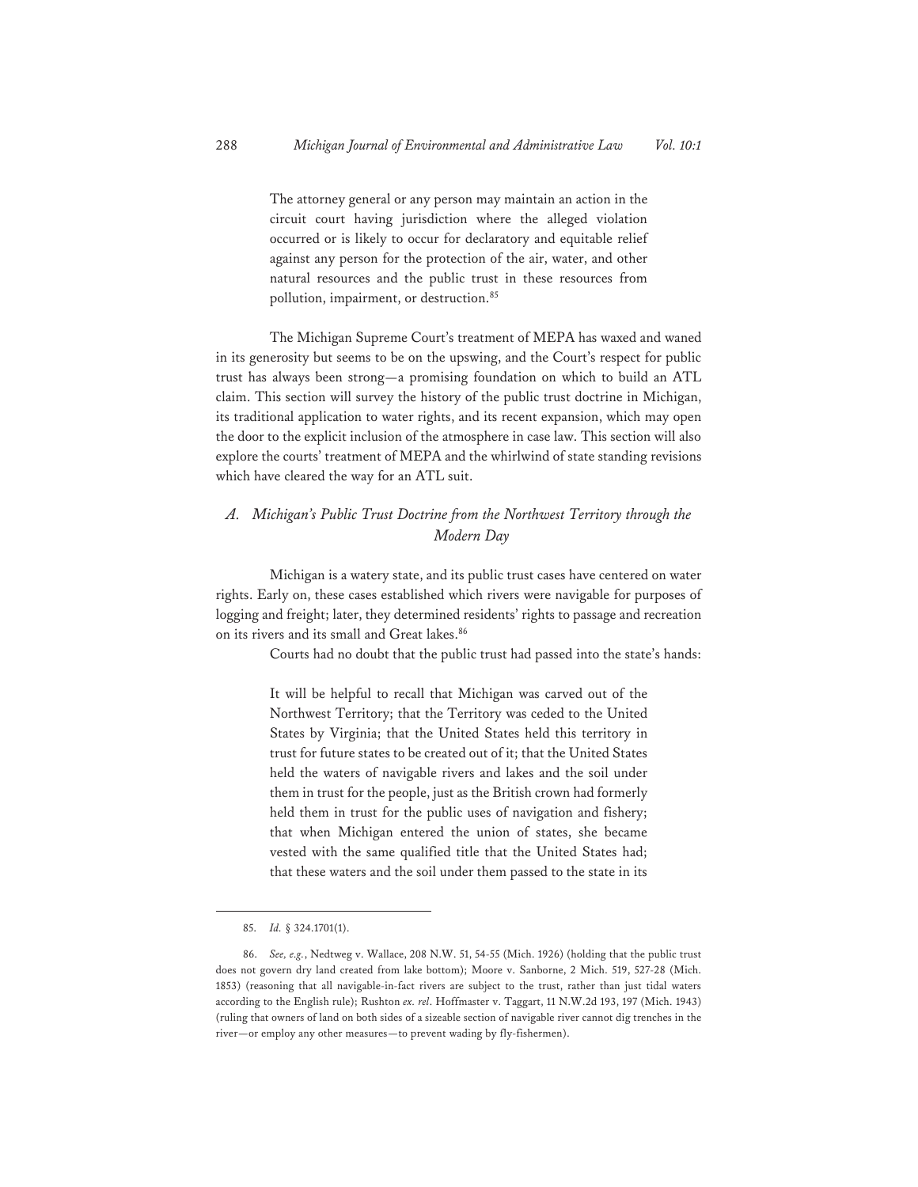> The attorney general or any person may maintain an action in the circuit court having jurisdiction where the alleged violation occurred or is likely to occur for declaratory and equitable relief against any person for the protection of the air, water, and other natural resources and the public trust in these resources from pollution, impairment, or destruction.[85]

The Michigan Supreme Court's treatment of MEPA has waxed and waned in its generosity but seems to be on the upswing, and the Court's respect for public trust has always been strong—a promising foundation on which to build an ATL claim. This section will survey the history of the public trust doctrine in Michigan, its traditional application to water rights, and its recent expansion, which may open the door to the explicit inclusion of the atmosphere in case law. This section will also explore the courts' treatment of MEPA and the whirlwind of state standing revisions which have cleared the way for an ATL suit.

### *A. Michigan's Public Trust Doctrine from the Northwest Territory through the Modern Day*

Michigan is a watery state, and its public trust cases have centered on water rights. Early on, these cases established which rivers were navigable for purposes of logging and freight; later, they determined residents' rights to passage and recreation on its rivers and its small and Great lakes.[86]

Courts had no doubt that the public trust had passed into the state's hands:

> It will be helpful to recall that Michigan was carved out of the Northwest Territory; that the Territory was ceded to the United States by Virginia; that the United States held this territory in trust for future states to be created out of it; that the United States held the waters of navigable rivers and lakes and the soil under them in trust for the people, just as the British crown had formerly held them in trust for the public uses of navigation and fishery; that when Michigan entered the union of states, she became vested with the same qualified title that the United States had; that these waters and the soil under them passed to the state in its

---

85. *Id.* § 324.1701(1).

86. *See, e.g.*, Nedtweg v. Wallace, 208 N.W. 51, 54-55 (Mich. 1926) (holding that the public trust does not govern dry land created from lake bottom); Moore v. Sanborne, 2 Mich. 519, 527-28 (Mich. 1853) (reasoning that all navigable-in-fact rivers are subject to the trust, rather than just tidal waters according to the English rule); Rushton *ex. rel*. Hoffmaster v. Taggart, 11 N.W.2d 193, 197 (Mich. 1943) (ruling that owners of land on both sides of a sizeable section of navigable river cannot dig trenches in the river—or employ any other measures—to prevent wading by fly-fishermen).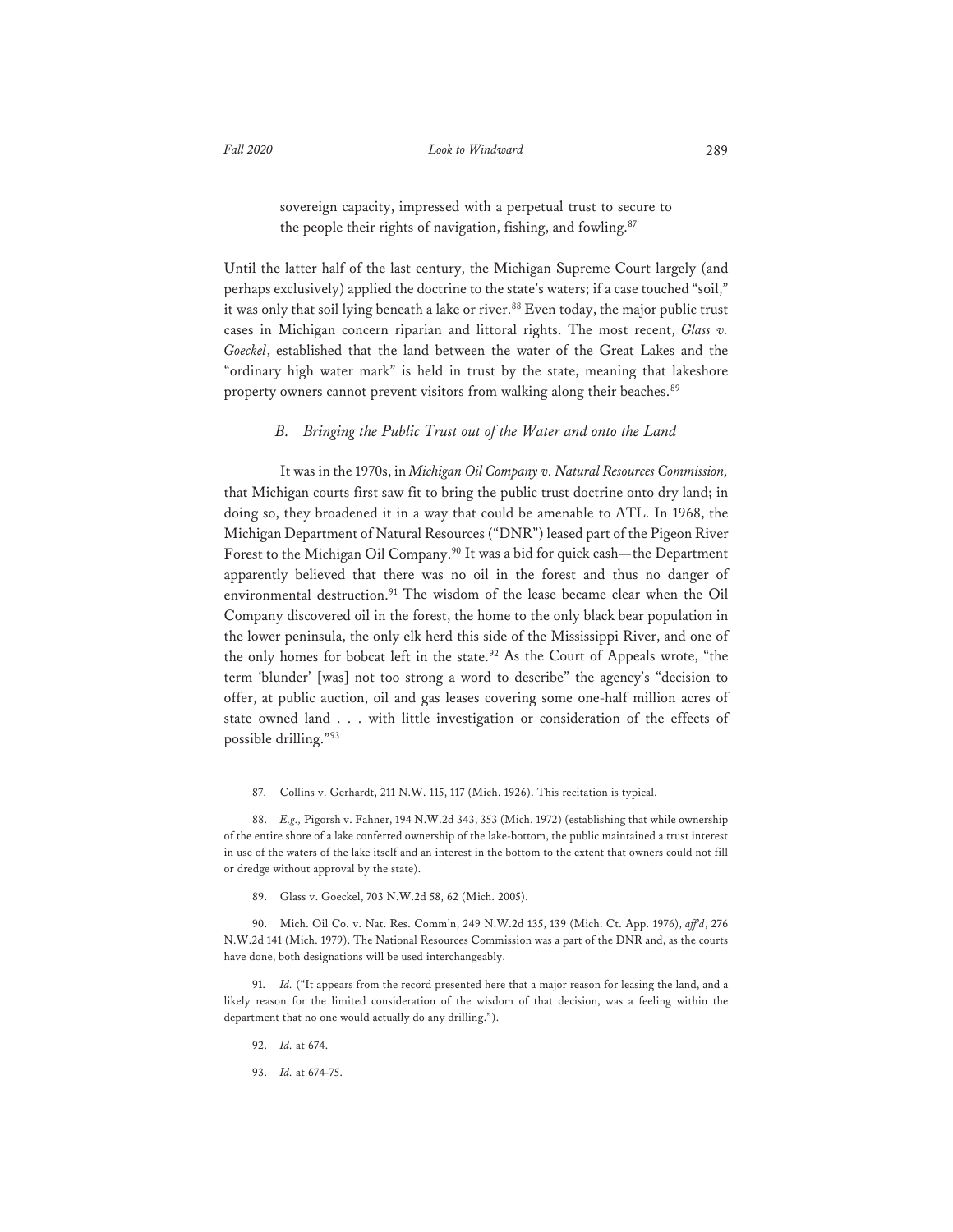> sovereign capacity, impressed with a perpetual trust to secure to the people their rights of navigation, fishing, and fowling.[87]

Until the latter half of the last century, the Michigan Supreme Court largely (and perhaps exclusively) applied the doctrine to the state's waters; if a case touched "soil," it was only that soil lying beneath a lake or river.[88] Even today, the major public trust cases in Michigan concern riparian and littoral rights. The most recent, *Glass v. Goeckel*, established that the land between the water of the Great Lakes and the "ordinary high water mark" is held in trust by the state, meaning that lakeshore property owners cannot prevent visitors from walking along their beaches.[89]

### *B. Bringing the Public Trust out of the Water and onto the Land*

It was in the 1970s, in *Michigan Oil Company v. Natural Resources Commission,* that Michigan courts first saw fit to bring the public trust doctrine onto dry land; in doing so, they broadened it in a way that could be amenable to ATL. In 1968, the Michigan Department of Natural Resources ("DNR") leased part of the Pigeon River Forest to the Michigan Oil Company.[90] It was a bid for quick cash—the Department apparently believed that there was no oil in the forest and thus no danger of environmental destruction.[91] The wisdom of the lease became clear when the Oil Company discovered oil in the forest, the home to the only black bear population in the lower peninsula, the only elk herd this side of the Mississippi River, and one of the only homes for bobcat left in the state.[92] As the Court of Appeals wrote, "the term 'blunder' [was] not too strong a word to describe" the agency's "decision to offer, at public auction, oil and gas leases covering some one-half million acres of state owned land . . . with little investigation or consideration of the effects of possible drilling."[93]

---

87. Collins v. Gerhardt, 211 N.W. 115, 117 (Mich. 1926). This recitation is typical.

88. *E.g.,* Pigorsh v. Fahner, 194 N.W.2d 343, 353 (Mich. 1972) (establishing that while ownership of the entire shore of a lake conferred ownership of the lake-bottom, the public maintained a trust interest in use of the waters of the lake itself and an interest in the bottom to the extent that owners could not fill or dredge without approval by the state).

89. Glass v. Goeckel, 703 N.W.2d 58, 62 (Mich. 2005).

90. Mich. Oil Co. v. Nat. Res. Comm'n, 249 N.W.2d 135, 139 (Mich. Ct. App. 1976), *aff'd*, 276 N.W.2d 141 (Mich. 1979). The National Resources Commission was a part of the DNR and, as the courts have done, both designations will be used interchangeably.

91. *Id.* ("It appears from the record presented here that a major reason for leasing the land, and a likely reason for the limited consideration of the wisdom of that decision, was a feeling within the department that no one would actually do any drilling.").

92. *Id.* at 674.

93. *Id.* at 674-75.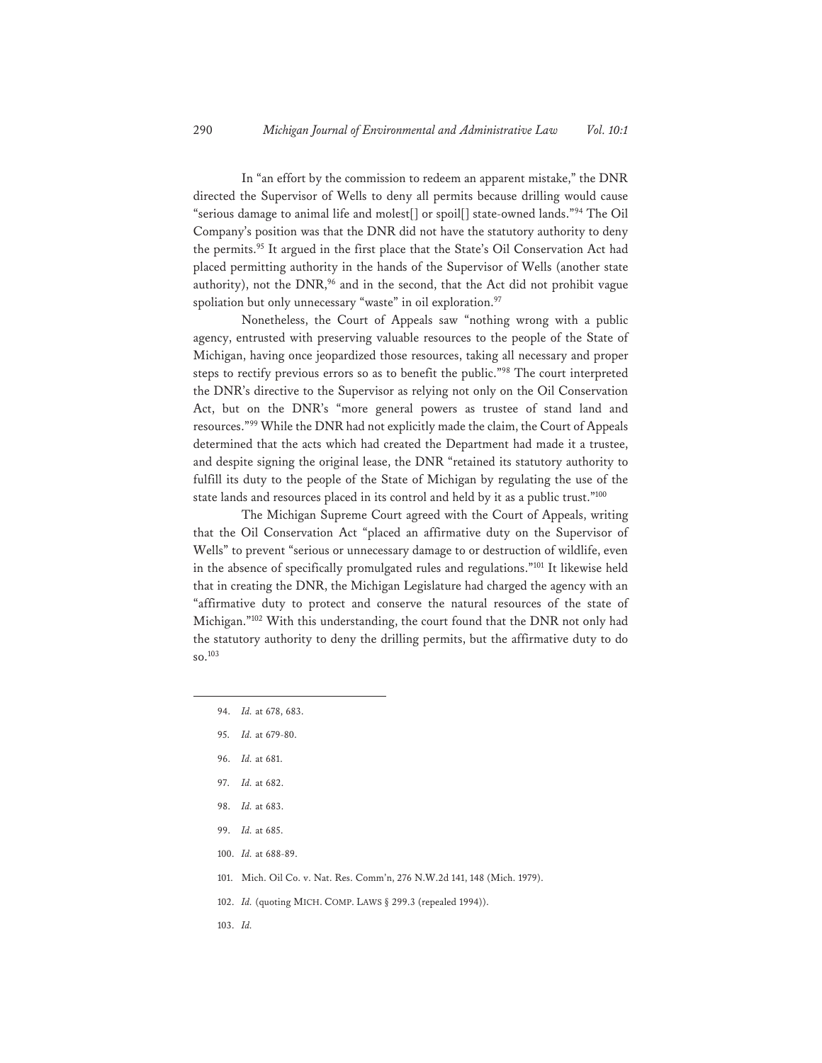In "an effort by the commission to redeem an apparent mistake," the DNR directed the Supervisor of Wells to deny all permits because drilling would cause "serious damage to animal life and molest[] or spoil[] state-owned lands."[94] The Oil Company's position was that the DNR did not have the statutory authority to deny the permits.[95] It argued in the first place that the State's Oil Conservation Act had placed permitting authority in the hands of the Supervisor of Wells (another state authority), not the DNR,[96] and in the second, that the Act did not prohibit vague spoliation but only unnecessary "waste" in oil exploration.[97]

Nonetheless, the Court of Appeals saw "nothing wrong with a public agency, entrusted with preserving valuable resources to the people of the State of Michigan, having once jeopardized those resources, taking all necessary and proper steps to rectify previous errors so as to benefit the public."[98] The court interpreted the DNR's directive to the Supervisor as relying not only on the Oil Conservation Act, but on the DNR's "more general powers as trustee of stand land and resources."[99] While the DNR had not explicitly made the claim, the Court of Appeals determined that the acts which had created the Department had made it a trustee, and despite signing the original lease, the DNR "retained its statutory authority to fulfill its duty to the people of the State of Michigan by regulating the use of the state lands and resources placed in its control and held by it as a public trust."[100]

The Michigan Supreme Court agreed with the Court of Appeals, writing that the Oil Conservation Act "placed an affirmative duty on the Supervisor of Wells" to prevent "serious or unnecessary damage to or destruction of wildlife, even in the absence of specifically promulgated rules and regulations."[101] It likewise held that in creating the DNR, the Michigan Legislature had charged the agency with an "affirmative duty to protect and conserve the natural resources of the state of Michigan."[102] With this understanding, the court found that the DNR not only had the statutory authority to deny the drilling permits, but the affirmative duty to do so.[103]

---

94. *Id.* at 678, 683.

95. *Id.* at 679-80.

96. *Id.* at 681.

97. *Id.* at 682.

98. *Id.* at 683.

99. *Id.* at 685.

100. *Id.* at 688-89.

101. Mich. Oil Co. v. Nat. Res. Comm'n, 276 N.W.2d 141, 148 (Mich. 1979).

102. *Id.* (quoting MICH. COMP. LAWS § 299.3 (repealed 1994)).

103. *Id.*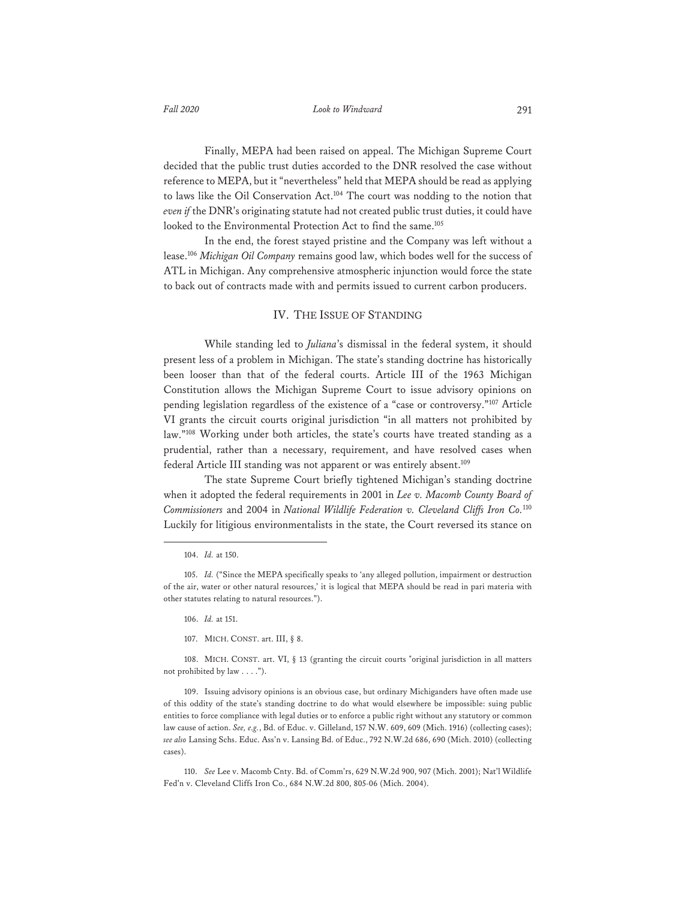Finally, MEPA had been raised on appeal. The Michigan Supreme Court decided that the public trust duties accorded to the DNR resolved the case without reference to MEPA, but it "nevertheless" held that MEPA should be read as applying to laws like the Oil Conservation Act.[104] The court was nodding to the notion that *even if* the DNR's originating statute had not created public trust duties, it could have looked to the Environmental Protection Act to find the same.[105]

In the end, the forest stayed pristine and the Company was left without a lease.[106] *Michigan Oil Company* remains good law, which bodes well for the success of ATL in Michigan. Any comprehensive atmospheric injunction would force the state to back out of contracts made with and permits issued to current carbon producers.

## IV. THE ISSUE OF STANDING

While standing led to *Juliana*'s dismissal in the federal system, it should present less of a problem in Michigan. The state's standing doctrine has historically been looser than that of the federal courts. Article III of the 1963 Michigan Constitution allows the Michigan Supreme Court to issue advisory opinions on pending legislation regardless of the existence of a "case or controversy."[107] Article VI grants the circuit courts original jurisdiction "in all matters not prohibited by law."[108] Working under both articles, the state's courts have treated standing as a prudential, rather than a necessary, requirement, and have resolved cases when federal Article III standing was not apparent or was entirely absent.[109]

The state Supreme Court briefly tightened Michigan's standing doctrine when it adopted the federal requirements in 2001 in *Lee v. Macomb County Board of Commissioners* and 2004 in *National Wildlife Federation v. Cleveland Cliffs Iron Co.*[110] Luckily for litigious environmentalists in the state, the Court reversed its stance on

---

104. *Id.* at 150.

105. *Id.* ("Since the MEPA specifically speaks to 'any alleged pollution, impairment or destruction of the air, water or other natural resources,' it is logical that MEPA should be read in pari materia with other statutes relating to natural resources.").

106. *Id.* at 151.

107. MICH. CONST. art. III, § 8.

108. MICH. CONST. art. VI, § 13 (granting the circuit courts "original jurisdiction in all matters not prohibited by law . . . .").

109. Issuing advisory opinions is an obvious case, but ordinary Michiganders have often made use of this oddity of the state's standing doctrine to do what would elsewhere be impossible: suing public entities to force compliance with legal duties or to enforce a public right without any statutory or common law cause of action. *See, e.g.*, Bd. of Educ. v. Gilleland, 157 N.W. 609, 609 (Mich. 1916) (collecting cases); *see also* Lansing Schs. Educ. Ass'n v. Lansing Bd. of Educ., 792 N.W.2d 686, 690 (Mich. 2010) (collecting cases).

110. *See* Lee v. Macomb Cnty. Bd. of Comm'rs, 629 N.W.2d 900, 907 (Mich. 2001); Nat'l Wildlife Fed'n v. Cleveland Cliffs Iron Co., 684 N.W.2d 800, 805-06 (Mich. 2004).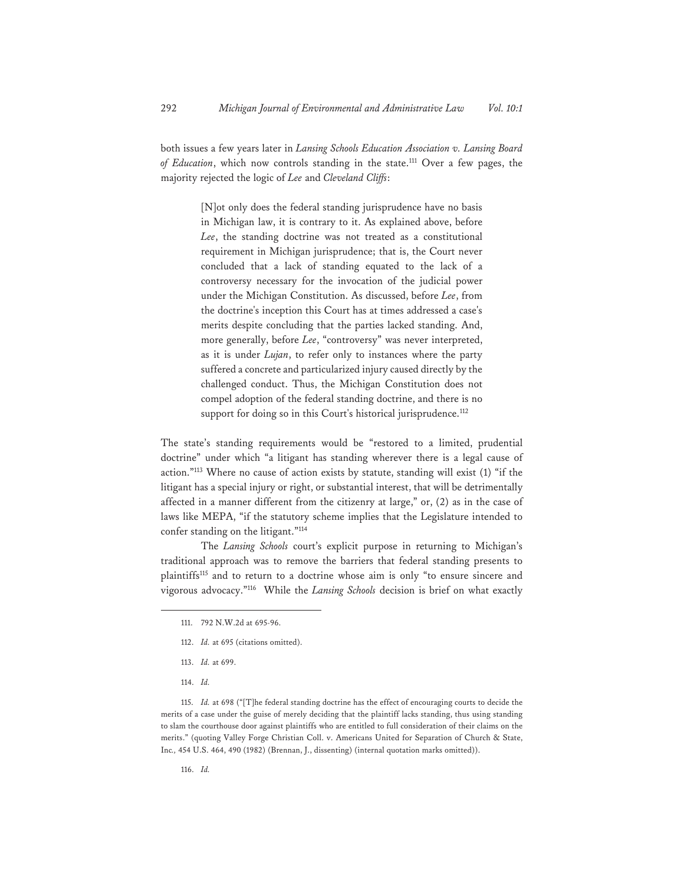both issues a few years later in *Lansing Schools Education Association v. Lansing Board of Education*, which now controls standing in the state.[111] Over a few pages, the majority rejected the logic of *Lee* and *Cleveland Cliffs*:

> [N]ot only does the federal standing jurisprudence have no basis in Michigan law, it is contrary to it. As explained above, before *Lee*, the standing doctrine was not treated as a constitutional requirement in Michigan jurisprudence; that is, the Court never concluded that a lack of standing equated to the lack of a controversy necessary for the invocation of the judicial power under the Michigan Constitution. As discussed, before *Lee*, from the doctrine's inception this Court has at times addressed a case's merits despite concluding that the parties lacked standing. And, more generally, before *Lee*, "controversy" was never interpreted, as it is under *Lujan*, to refer only to instances where the party suffered a concrete and particularized injury caused directly by the challenged conduct. Thus, the Michigan Constitution does not compel adoption of the federal standing doctrine, and there is no support for doing so in this Court's historical jurisprudence.[112]

The state's standing requirements would be "restored to a limited, prudential doctrine" under which "a litigant has standing wherever there is a legal cause of action."[113] Where no cause of action exists by statute, standing will exist (1) "if the litigant has a special injury or right, or substantial interest, that will be detrimentally affected in a manner different from the citizenry at large," or, (2) as in the case of laws like MEPA, "if the statutory scheme implies that the Legislature intended to confer standing on the litigant."[114]

The *Lansing Schools* court's explicit purpose in returning to Michigan's traditional approach was to remove the barriers that federal standing presents to plaintiffs[115] and to return to a doctrine whose aim is only "to ensure sincere and vigorous advocacy."[116] While the *Lansing Schools* decision is brief on what exactly

---

111. 792 N.W.2d at 695-96.

112. *Id.* at 695 (citations omitted).

113. *Id.* at 699.

114. *Id.*

115. *Id.* at 698 ("[T]he federal standing doctrine has the effect of encouraging courts to decide the merits of a case under the guise of merely deciding that the plaintiff lacks standing, thus using standing to slam the courthouse door against plaintiffs who are entitled to full consideration of their claims on the merits." (quoting Valley Forge Christian Coll. v. Americans United for Separation of Church & State, Inc., 454 U.S. 464, 490 (1982) (Brennan, J., dissenting) (internal quotation marks omitted)).

116. *Id.*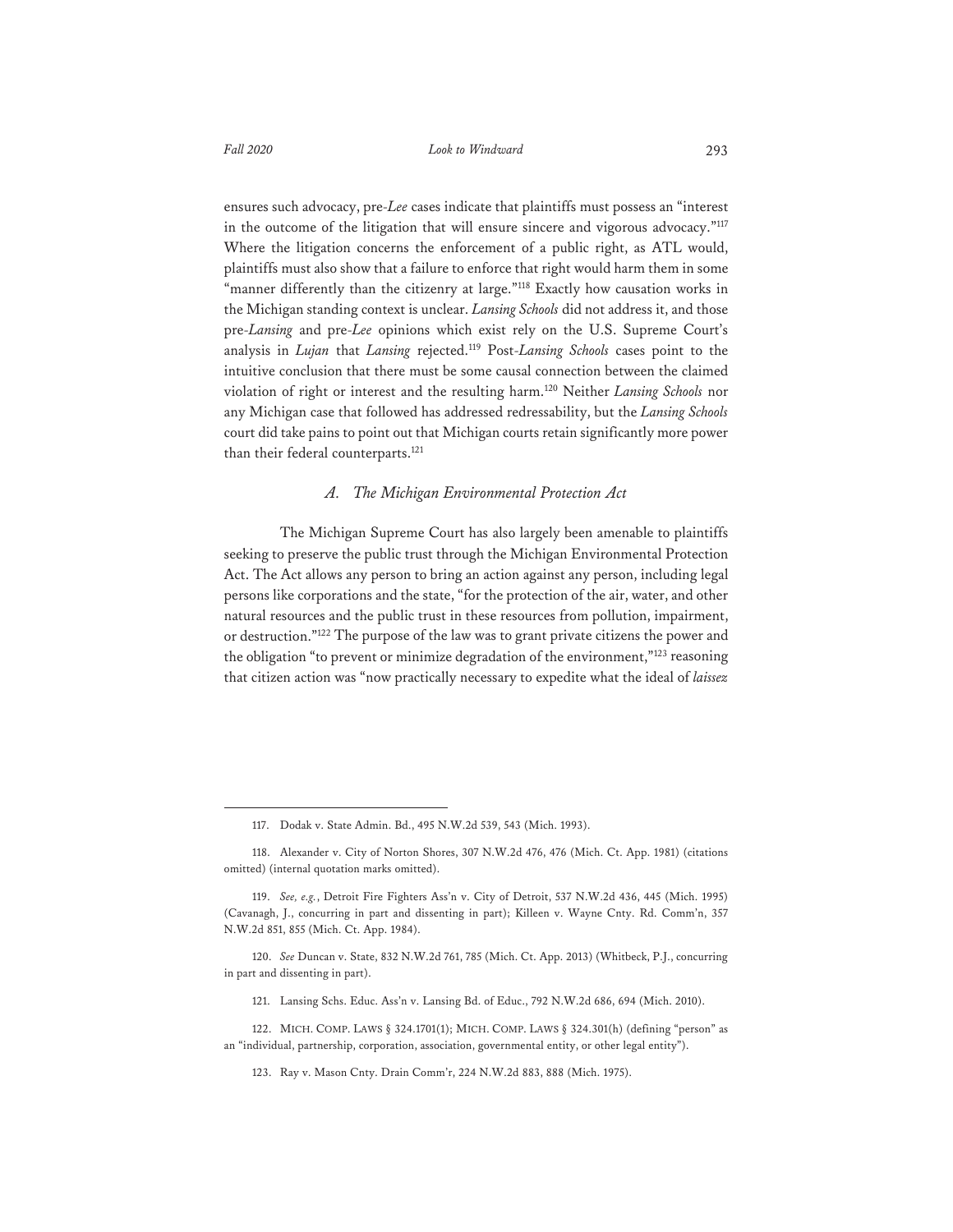ensures such advocacy, pre-*Lee* cases indicate that plaintiffs must possess an "interest in the outcome of the litigation that will ensure sincere and vigorous advocacy."[117] Where the litigation concerns the enforcement of a public right, as ATL would, plaintiffs must also show that a failure to enforce that right would harm them in some "manner differently than the citizenry at large."[118] Exactly how causation works in the Michigan standing context is unclear. *Lansing Schools* did not address it, and those pre-*Lansing* and pre-*Lee* opinions which exist rely on the U.S. Supreme Court's analysis in *Lujan* that *Lansing* rejected.[119] Post-*Lansing Schools* cases point to the intuitive conclusion that there must be some causal connection between the claimed violation of right or interest and the resulting harm.[120] Neither *Lansing Schools* nor any Michigan case that followed has addressed redressability, but the *Lansing Schools* court did take pains to point out that Michigan courts retain significantly more power than their federal counterparts.[121]

### *A. The Michigan Environmental Protection Act*

The Michigan Supreme Court has also largely been amenable to plaintiffs seeking to preserve the public trust through the Michigan Environmental Protection Act. The Act allows any person to bring an action against any person, including legal persons like corporations and the state, "for the protection of the air, water, and other natural resources and the public trust in these resources from pollution, impairment, or destruction."[122] The purpose of the law was to grant private citizens the power and the obligation "to prevent or minimize degradation of the environment,"[123] reasoning that citizen action was "now practically necessary to expedite what the ideal of *laissez*

---

117. Dodak v. State Admin. Bd., 495 N.W.2d 539, 543 (Mich. 1993).

118. Alexander v. City of Norton Shores, 307 N.W.2d 476, 476 (Mich. Ct. App. 1981) (citations omitted) (internal quotation marks omitted).

119. *See, e.g.*, Detroit Fire Fighters Ass'n v. City of Detroit, 537 N.W.2d 436, 445 (Mich. 1995) (Cavanagh, J., concurring in part and dissenting in part); Killeen v. Wayne Cnty. Rd. Comm'n, 357 N.W.2d 851, 855 (Mich. Ct. App. 1984).

120. *See* Duncan v. State, 832 N.W.2d 761, 785 (Mich. Ct. App. 2013) (Whitbeck, P.J., concurring in part and dissenting in part).

121. Lansing Schs. Educ. Ass'n v. Lansing Bd. of Educ., 792 N.W.2d 686, 694 (Mich. 2010).

122. MICH. COMP. LAWS § 324.1701(1); MICH. COMP. LAWS § 324.301(h) (defining "person" as an "individual, partnership, corporation, association, governmental entity, or other legal entity").

123. Ray v. Mason Cnty. Drain Comm'r, 224 N.W.2d 883, 888 (Mich. 1975).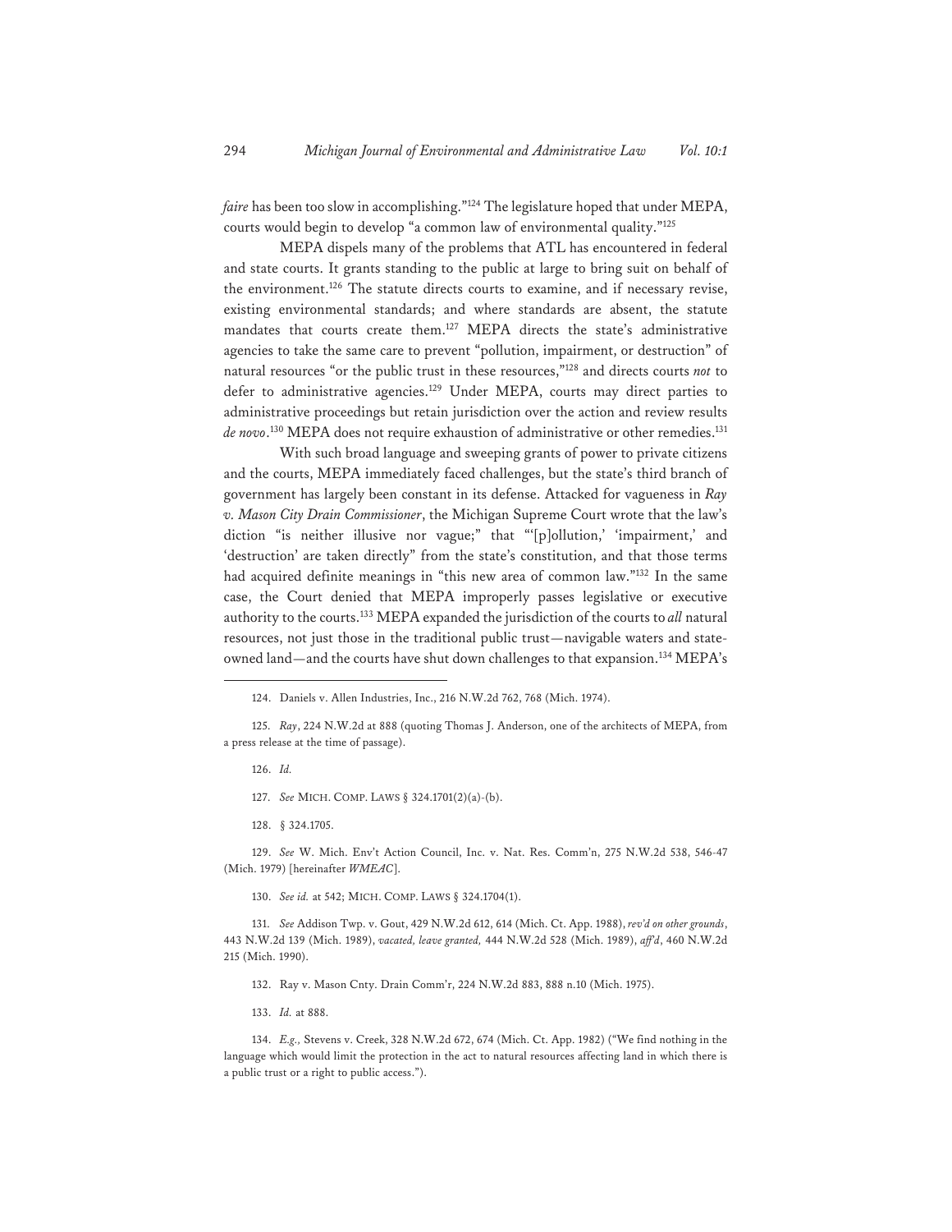*faire* has been too slow in accomplishing."[124] The legislature hoped that under MEPA, courts would begin to develop "a common law of environmental quality."[125]

MEPA dispels many of the problems that ATL has encountered in federal and state courts. It grants standing to the public at large to bring suit on behalf of the environment.[126] The statute directs courts to examine, and if necessary revise, existing environmental standards; and where standards are absent, the statute mandates that courts create them.[127] MEPA directs the state's administrative agencies to take the same care to prevent "pollution, impairment, or destruction" of natural resources "or the public trust in these resources,"[128] and directs courts *not* to defer to administrative agencies.[129] Under MEPA, courts may direct parties to administrative proceedings but retain jurisdiction over the action and review results *de novo*.[130] MEPA does not require exhaustion of administrative or other remedies.[131]

With such broad language and sweeping grants of power to private citizens and the courts, MEPA immediately faced challenges, but the state's third branch of government has largely been constant in its defense. Attacked for vagueness in *Ray v. Mason City Drain Commissioner*, the Michigan Supreme Court wrote that the law's diction "is neither illusive nor vague;" that "'[p]ollution,' 'impairment,' and 'destruction' are taken directly" from the state's constitution, and that those terms had acquired definite meanings in "this new area of common law."[132] In the same case, the Court denied that MEPA improperly passes legislative or executive authority to the courts.[133] MEPA expanded the jurisdiction of the courts to *all* natural resources, not just those in the traditional public trust—navigable waters and state-owned land—and the courts have shut down challenges to that expansion.[134] MEPA's

---

124. Daniels v. Allen Industries, Inc., 216 N.W.2d 762, 768 (Mich. 1974).

125. *Ray*, 224 N.W.2d at 888 (quoting Thomas J. Anderson, one of the architects of MEPA, from a press release at the time of passage).

126. *Id.*

127. *See* MICH. COMP. LAWS § 324.1701(2)(a)-(b).

128. § 324.1705.

129. *See* W. Mich. Env't Action Council, Inc. v. Nat. Res. Comm'n, 275 N.W.2d 538, 546-47 (Mich. 1979) [hereinafter *WMEAC*].

130. *See id.* at 542; MICH. COMP. LAWS § 324.1704(1).

131. *See* Addison Twp. v. Gout, 429 N.W.2d 612, 614 (Mich. Ct. App. 1988), *rev'd on other grounds*, 443 N.W.2d 139 (Mich. 1989), *vacated, leave granted,* 444 N.W.2d 528 (Mich. 1989), *aff'd*, 460 N.W.2d 215 (Mich. 1990).

132. Ray v. Mason Cnty. Drain Comm'r, 224 N.W.2d 883, 888 n.10 (Mich. 1975).

133. *Id.* at 888.

134. *E.g.,* Stevens v. Creek, 328 N.W.2d 672, 674 (Mich. Ct. App. 1982) ("We find nothing in the language which would limit the protection in the act to natural resources affecting land in which there is a public trust or a right to public access.").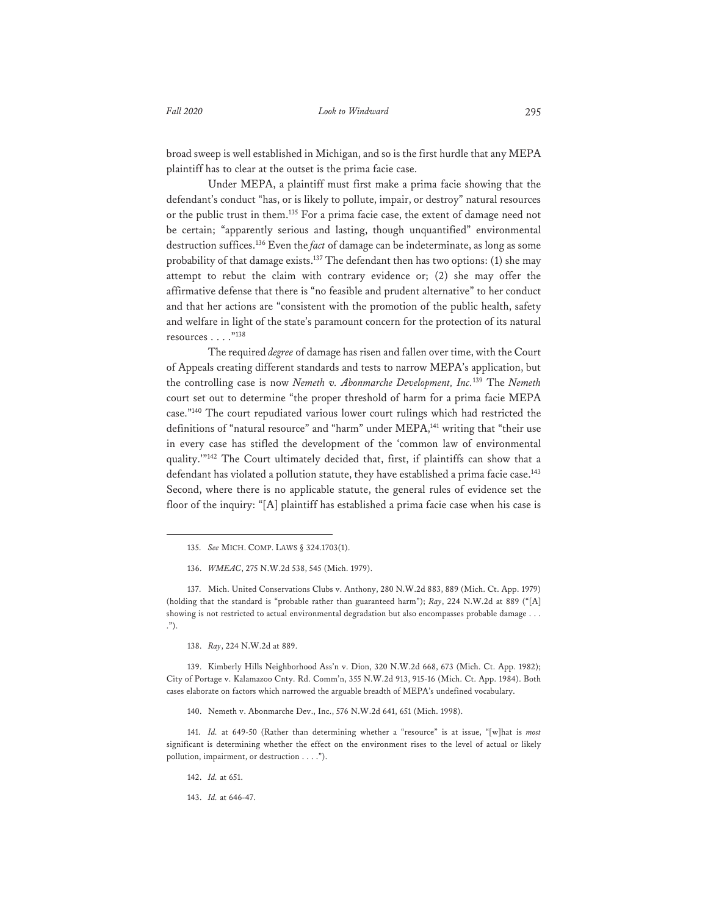broad sweep is well established in Michigan, and so is the first hurdle that any MEPA plaintiff has to clear at the outset is the prima facie case.

Under MEPA, a plaintiff must first make a prima facie showing that the defendant's conduct "has, or is likely to pollute, impair, or destroy" natural resources or the public trust in them.[135] For a prima facie case, the extent of damage need not be certain; "apparently serious and lasting, though unquantified" environmental destruction suffices.[136] Even the *fact* of damage can be indeterminate, as long as some probability of that damage exists.[137] The defendant then has two options: (1) she may attempt to rebut the claim with contrary evidence or; (2) she may offer the affirmative defense that there is "no feasible and prudent alternative" to her conduct and that her actions are "consistent with the promotion of the public health, safety and welfare in light of the state's paramount concern for the protection of its natural resources . . . ."[138]

The required *degree* of damage has risen and fallen over time, with the Court of Appeals creating different standards and tests to narrow MEPA's application, but the controlling case is now *Nemeth v. Abonmarche Development, Inc.*[139] The *Nemeth* court set out to determine "the proper threshold of harm for a prima facie MEPA case."[140] The court repudiated various lower court rulings which had restricted the definitions of "natural resource" and "harm" under MEPA,[141] writing that "their use in every case has stifled the development of the 'common law of environmental quality.'"[142] The Court ultimately decided that, first, if plaintiffs can show that a defendant has violated a pollution statute, they have established a prima facie case.[143] Second, where there is no applicable statute, the general rules of evidence set the floor of the inquiry: "[A] plaintiff has established a prima facie case when his case is

---

135. *See* MICH. COMP. LAWS § 324.1703(1).

136. *WMEAC*, 275 N.W.2d 538, 545 (Mich. 1979).

137. Mich. United Conservations Clubs v. Anthony, 280 N.W.2d 883, 889 (Mich. Ct. App. 1979) (holding that the standard is "probable rather than guaranteed harm"); *Ray*, 224 N.W.2d at 889 ("[A] showing is not restricted to actual environmental degradation but also encompasses probable damage . . . .").

138. *Ray*, 224 N.W.2d at 889.

139. Kimberly Hills Neighborhood Ass'n v. Dion, 320 N.W.2d 668, 673 (Mich. Ct. App. 1982); City of Portage v. Kalamazoo Cnty. Rd. Comm'n, 355 N.W.2d 913, 915-16 (Mich. Ct. App. 1984). Both cases elaborate on factors which narrowed the arguable breadth of MEPA's undefined vocabulary.

140. Nemeth v. Abonmarche Dev., Inc., 576 N.W.2d 641, 651 (Mich. 1998).

141. *Id.* at 649-50 (Rather than determining whether a "resource" is at issue, "[w]hat is *most* significant is determining whether the effect on the environment rises to the level of actual or likely pollution, impairment, or destruction . . . .").

142. *Id.* at 651.

143. *Id.* at 646-47.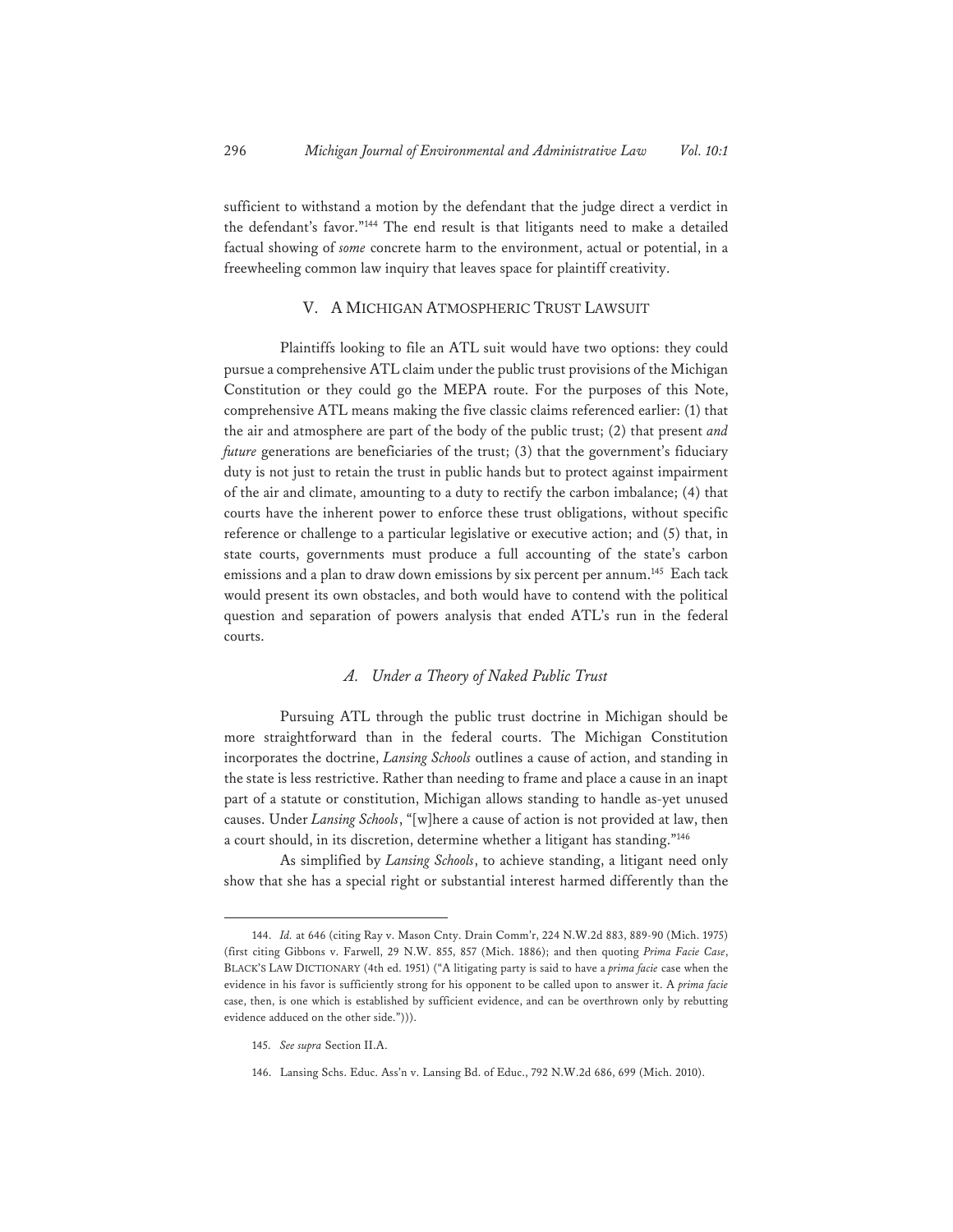sufficient to withstand a motion by the defendant that the judge direct a verdict in the defendant's favor."[144] The end result is that litigants need to make a detailed factual showing of *some* concrete harm to the environment, actual or potential, in a freewheeling common law inquiry that leaves space for plaintiff creativity.

## V. A MICHIGAN ATMOSPHERIC TRUST LAWSUIT

Plaintiffs looking to file an ATL suit would have two options: they could pursue a comprehensive ATL claim under the public trust provisions of the Michigan Constitution or they could go the MEPA route. For the purposes of this Note, comprehensive ATL means making the five classic claims referenced earlier: (1) that the air and atmosphere are part of the body of the public trust; (2) that present *and future* generations are beneficiaries of the trust; (3) that the government's fiduciary duty is not just to retain the trust in public hands but to protect against impairment of the air and climate, amounting to a duty to rectify the carbon imbalance; (4) that courts have the inherent power to enforce these trust obligations, without specific reference or challenge to a particular legislative or executive action; and (5) that, in state courts, governments must produce a full accounting of the state's carbon emissions and a plan to draw down emissions by six percent per annum.[145] Each tack would present its own obstacles, and both would have to contend with the political question and separation of powers analysis that ended ATL's run in the federal courts.

### *A. Under a Theory of Naked Public Trust*

Pursuing ATL through the public trust doctrine in Michigan should be more straightforward than in the federal courts. The Michigan Constitution incorporates the doctrine, *Lansing Schools* outlines a cause of action, and standing in the state is less restrictive. Rather than needing to frame and place a cause in an inapt part of a statute or constitution, Michigan allows standing to handle as-yet unused causes. Under *Lansing Schools*, "[w]here a cause of action is not provided at law, then a court should, in its discretion, determine whether a litigant has standing."[146]

As simplified by *Lansing Schools*, to achieve standing, a litigant need only show that she has a special right or substantial interest harmed differently than the

---

144. *Id.* at 646 (citing Ray v. Mason Cnty. Drain Comm'r, 224 N.W.2d 883, 889-90 (Mich. 1975) (first citing Gibbons v. Farwell, 29 N.W. 855, 857 (Mich. 1886); and then quoting *Prima Facie Case*, BLACK'S LAW DICTIONARY (4th ed. 1951) ("A litigating party is said to have a *prima facie* case when the evidence in his favor is sufficiently strong for his opponent to be called upon to answer it. A *prima facie* case, then, is one which is established by sufficient evidence, and can be overthrown only by rebutting evidence adduced on the other side."))).

145. *See supra* Section II.A.

146. Lansing Schs. Educ. Ass'n v. Lansing Bd. of Educ., 792 N.W.2d 686, 699 (Mich. 2010).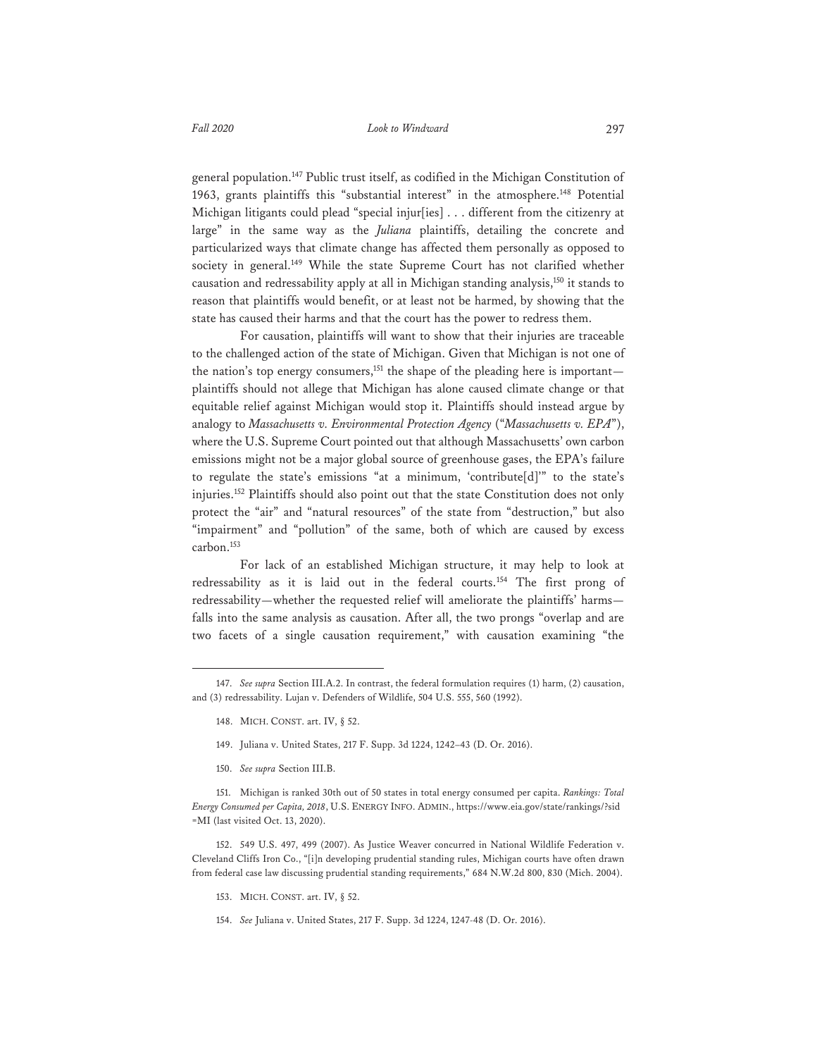general population.[147] Public trust itself, as codified in the Michigan Constitution of 1963, grants plaintiffs this "substantial interest" in the atmosphere.[148] Potential Michigan litigants could plead "special injur[ies] . . . different from the citizenry at large" in the same way as the *Juliana* plaintiffs, detailing the concrete and particularized ways that climate change has affected them personally as opposed to society in general.[149] While the state Supreme Court has not clarified whether causation and redressability apply at all in Michigan standing analysis,[150] it stands to reason that plaintiffs would benefit, or at least not be harmed, by showing that the state has caused their harms and that the court has the power to redress them.

For causation, plaintiffs will want to show that their injuries are traceable to the challenged action of the state of Michigan. Given that Michigan is not one of the nation's top energy consumers,[151] the shape of the pleading here is important—plaintiffs should not allege that Michigan has alone caused climate change or that equitable relief against Michigan would stop it. Plaintiffs should instead argue by analogy to *Massachusetts v. Environmental Protection Agency* ("*Massachusetts v. EPA*"), where the U.S. Supreme Court pointed out that although Massachusetts' own carbon emissions might not be a major global source of greenhouse gases, the EPA's failure to regulate the state's emissions "at a minimum, 'contribute[d]'" to the state's injuries.[152] Plaintiffs should also point out that the state Constitution does not only protect the "air" and "natural resources" of the state from "destruction," but also "impairment" and "pollution" of the same, both of which are caused by excess carbon.[153]

For lack of an established Michigan structure, it may help to look at redressability as it is laid out in the federal courts.[154] The first prong of redressability—whether the requested relief will ameliorate the plaintiffs' harms—falls into the same analysis as causation. After all, the two prongs "overlap and are two facets of a single causation requirement," with causation examining "the

---

147. *See supra* Section III.A.2. In contrast, the federal formulation requires (1) harm, (2) causation, and (3) redressability. Lujan v. Defenders of Wildlife, 504 U.S. 555, 560 (1992).

148. MICH. CONST. art. IV, § 52.

149. Juliana v. United States, 217 F. Supp. 3d 1224, 1242–43 (D. Or. 2016).

150. *See supra* Section III.B.

151. Michigan is ranked 30th out of 50 states in total energy consumed per capita. *Rankings: Total Energy Consumed per Capita, 2018*, U.S. ENERGY INFO. ADMIN., https://www.eia.gov/state/rankings/?sid=MI (last visited Oct. 13, 2020).

152. 549 U.S. 497, 499 (2007). As Justice Weaver concurred in National Wildlife Federation v. Cleveland Cliffs Iron Co., "[i]n developing prudential standing rules, Michigan courts have often drawn from federal case law discussing prudential standing requirements," 684 N.W.2d 800, 830 (Mich. 2004).

153. MICH. CONST. art. IV, § 52.

154. *See* Juliana v. United States, 217 F. Supp. 3d 1224, 1247-48 (D. Or. 2016).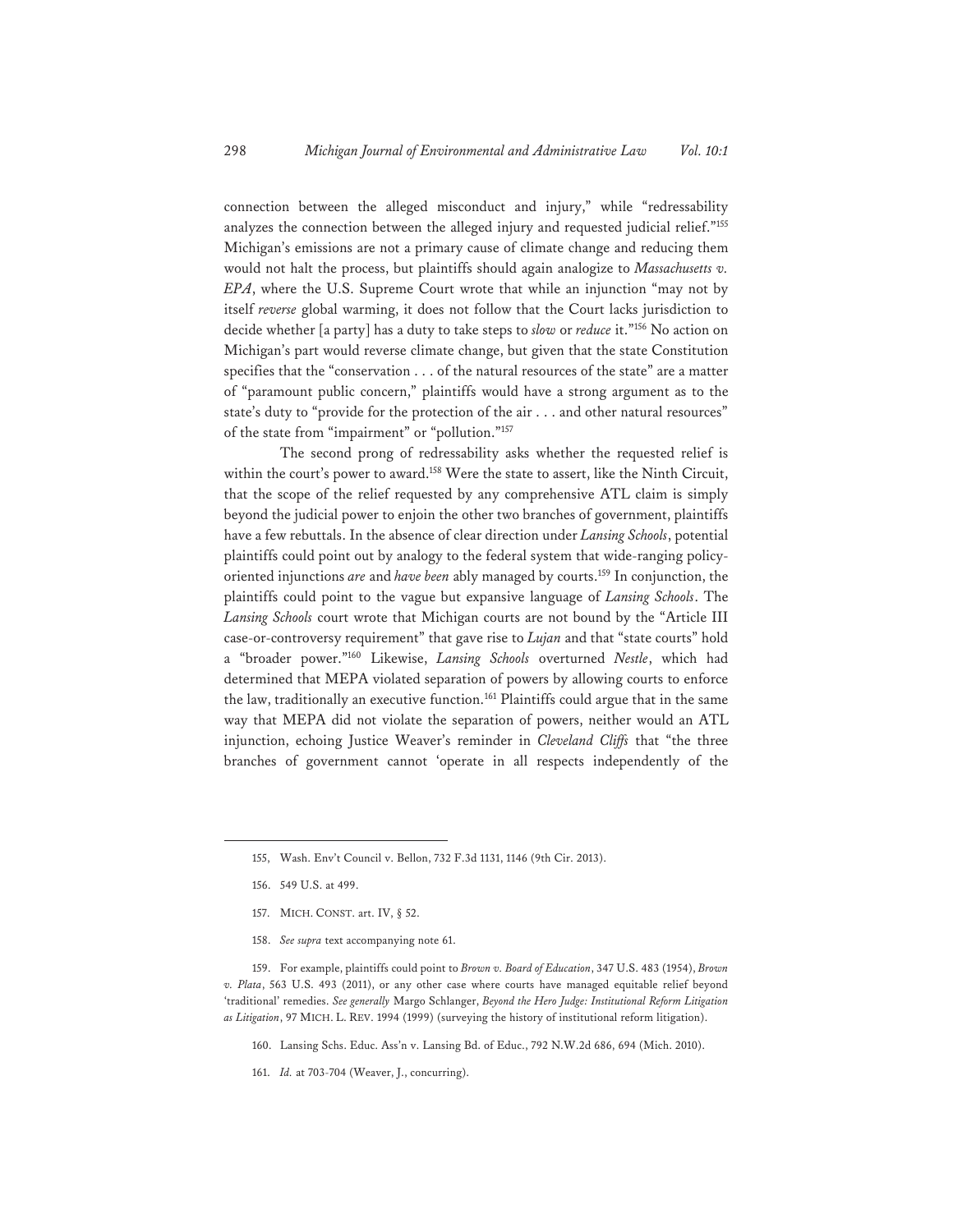connection between the alleged misconduct and injury," while "redressability analyzes the connection between the alleged injury and requested judicial relief."[155] Michigan's emissions are not a primary cause of climate change and reducing them would not halt the process, but plaintiffs should again analogize to *Massachusetts v. EPA*, where the U.S. Supreme Court wrote that while an injunction "may not by itself *reverse* global warming, it does not follow that the Court lacks jurisdiction to decide whether [a party] has a duty to take steps to *slow* or *reduce* it."[156] No action on Michigan's part would reverse climate change, but given that the state Constitution specifies that the "conservation . . . of the natural resources of the state" are a matter of "paramount public concern," plaintiffs would have a strong argument as to the state's duty to "provide for the protection of the air . . . and other natural resources" of the state from "impairment" or "pollution."[157]

The second prong of redressability asks whether the requested relief is within the court's power to award.[158] Were the state to assert, like the Ninth Circuit, that the scope of the relief requested by any comprehensive ATL claim is simply beyond the judicial power to enjoin the other two branches of government, plaintiffs have a few rebuttals. In the absence of clear direction under *Lansing Schools*, potential plaintiffs could point out by analogy to the federal system that wide-ranging policy-oriented injunctions *are* and *have been* ably managed by courts.[159] In conjunction, the plaintiffs could point to the vague but expansive language of *Lansing Schools*. The *Lansing Schools* court wrote that Michigan courts are not bound by the "Article III case-or-controversy requirement" that gave rise to *Lujan* and that "state courts" hold a "broader power."[160] Likewise, *Lansing Schools* overturned *Nestle*, which had determined that MEPA violated separation of powers by allowing courts to enforce the law, traditionally an executive function.[161] Plaintiffs could argue that in the same way that MEPA did not violate the separation of powers, neither would an ATL injunction, echoing Justice Weaver's reminder in *Cleveland Cliffs* that "the three branches of government cannot 'operate in all respects independently of the

---

155, Wash. Env't Council v. Bellon, 732 F.3d 1131, 1146 (9th Cir. 2013).

156. 549 U.S. at 499.

157. MICH. CONST. art. IV, § 52.

158. *See supra* text accompanying note 61.

159. For example, plaintiffs could point to *Brown v. Board of Education*, 347 U.S. 483 (1954), *Brown v. Plata*, 563 U.S. 493 (2011), or any other case where courts have managed equitable relief beyond 'traditional' remedies. *See generally* Margo Schlanger, *Beyond the Hero Judge: Institutional Reform Litigation as Litigation*, 97 MICH. L. REV. 1994 (1999) (surveying the history of institutional reform litigation).

160. Lansing Schs. Educ. Ass'n v. Lansing Bd. of Educ., 792 N.W.2d 686, 694 (Mich. 2010).

161. *Id.* at 703-704 (Weaver, J., concurring).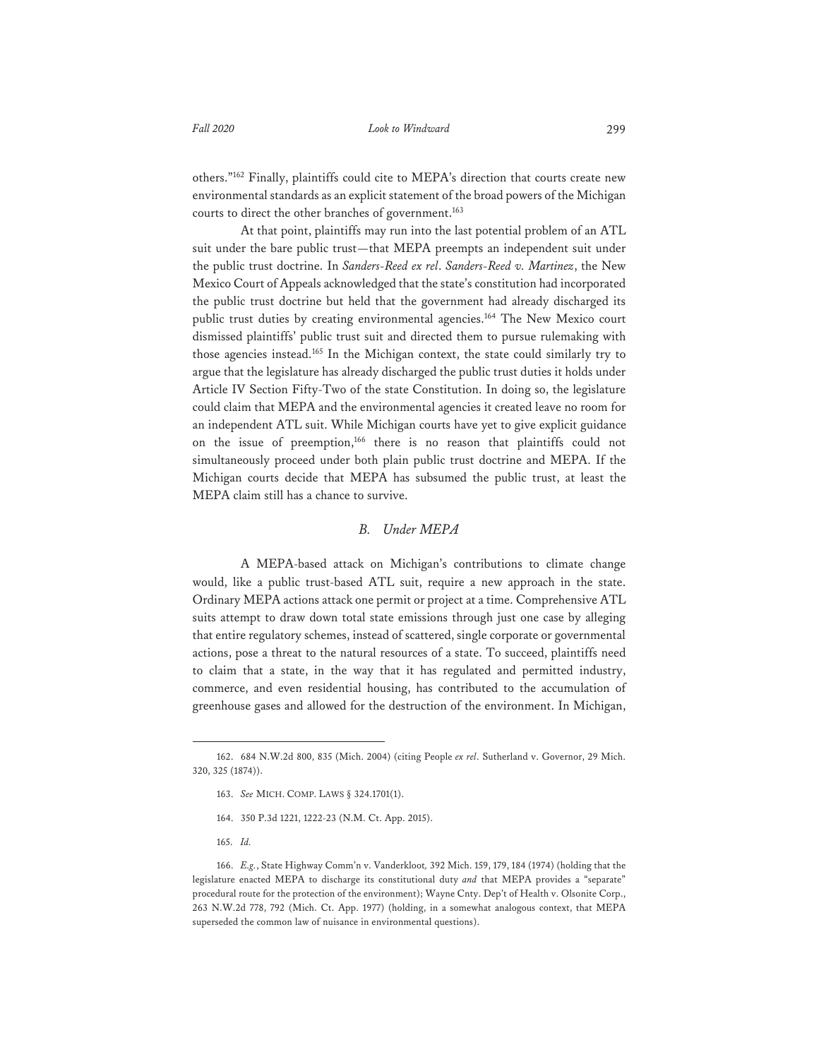others."[162] Finally, plaintiffs could cite to MEPA's direction that courts create new environmental standards as an explicit statement of the broad powers of the Michigan courts to direct the other branches of government.[163]

At that point, plaintiffs may run into the last potential problem of an ATL suit under the bare public trust—that MEPA preempts an independent suit under the public trust doctrine. In *Sanders-Reed ex rel. Sanders-Reed v. Martinez*, the New Mexico Court of Appeals acknowledged that the state's constitution had incorporated the public trust doctrine but held that the government had already discharged its public trust duties by creating environmental agencies.[164] The New Mexico court dismissed plaintiffs' public trust suit and directed them to pursue rulemaking with those agencies instead.[165] In the Michigan context, the state could similarly try to argue that the legislature has already discharged the public trust duties it holds under Article IV Section Fifty-Two of the state Constitution. In doing so, the legislature could claim that MEPA and the environmental agencies it created leave no room for an independent ATL suit. While Michigan courts have yet to give explicit guidance on the issue of preemption,[166] there is no reason that plaintiffs could not simultaneously proceed under both plain public trust doctrine and MEPA. If the Michigan courts decide that MEPA has subsumed the public trust, at least the MEPA claim still has a chance to survive.

### *B. Under MEPA*

A MEPA-based attack on Michigan's contributions to climate change would, like a public trust-based ATL suit, require a new approach in the state. Ordinary MEPA actions attack one permit or project at a time. Comprehensive ATL suits attempt to draw down total state emissions through just one case by alleging that entire regulatory schemes, instead of scattered, single corporate or governmental actions, pose a threat to the natural resources of a state. To succeed, plaintiffs need to claim that a state, in the way that it has regulated and permitted industry, commerce, and even residential housing, has contributed to the accumulation of greenhouse gases and allowed for the destruction of the environment. In Michigan,

---

162. 684 N.W.2d 800, 835 (Mich. 2004) (citing People *ex rel*. Sutherland v. Governor, 29 Mich. 320, 325 (1874)).

163. *See* MICH. COMP. LAWS § 324.1701(1).

164. 350 P.3d 1221, 1222-23 (N.M. Ct. App. 2015).

165. *Id.*

166. *E.g.*, State Highway Comm'n v. Vanderkloot*,* 392 Mich. 159, 179, 184 (1974) (holding that the legislature enacted MEPA to discharge its constitutional duty *and* that MEPA provides a "separate" procedural route for the protection of the environment); Wayne Cnty. Dep't of Health v. Olsonite Corp., 263 N.W.2d 778, 792 (Mich. Ct. App. 1977) (holding, in a somewhat analogous context, that MEPA superseded the common law of nuisance in environmental questions).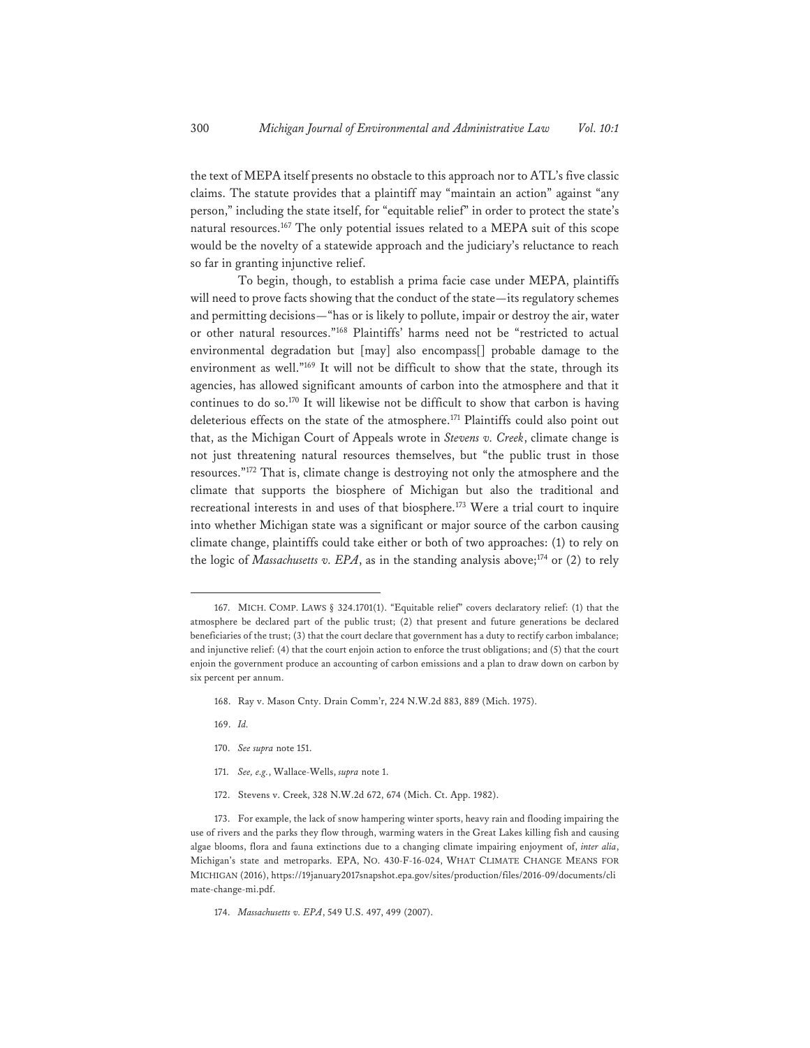the text of MEPA itself presents no obstacle to this approach nor to ATL's five classic claims. The statute provides that a plaintiff may "maintain an action" against "any person," including the state itself, for "equitable relief" in order to protect the state's natural resources.[167] The only potential issues related to a MEPA suit of this scope would be the novelty of a statewide approach and the judiciary's reluctance to reach so far in granting injunctive relief.

To begin, though, to establish a prima facie case under MEPA, plaintiffs will need to prove facts showing that the conduct of the state—its regulatory schemes and permitting decisions—"has or is likely to pollute, impair or destroy the air, water or other natural resources."[168] Plaintiffs' harms need not be "restricted to actual environmental degradation but [may] also encompass[] probable damage to the environment as well."[169] It will not be difficult to show that the state, through its agencies, has allowed significant amounts of carbon into the atmosphere and that it continues to do so.[170] It will likewise not be difficult to show that carbon is having deleterious effects on the state of the atmosphere.[171] Plaintiffs could also point out that, as the Michigan Court of Appeals wrote in *Stevens v. Creek*, climate change is not just threatening natural resources themselves, but "the public trust in those resources."[172] That is, climate change is destroying not only the atmosphere and the climate that supports the biosphere of Michigan but also the traditional and recreational interests in and uses of that biosphere.[173] Were a trial court to inquire into whether Michigan state was a significant or major source of the carbon causing climate change, plaintiffs could take either or both of two approaches: (1) to rely on the logic of *Massachusetts v. EPA*, as in the standing analysis above;[174] or (2) to rely

---

167. MICH. COMP. LAWS § 324.1701(1). "Equitable relief" covers declaratory relief: (1) that the atmosphere be declared part of the public trust; (2) that present and future generations be declared beneficiaries of the trust; (3) that the court declare that government has a duty to rectify carbon imbalance; and injunctive relief: (4) that the court enjoin action to enforce the trust obligations; and (5) that the court enjoin the government produce an accounting of carbon emissions and a plan to draw down on carbon by six percent per annum.

168. Ray v. Mason Cnty. Drain Comm'r, 224 N.W.2d 883, 889 (Mich. 1975).

169. *Id.*

170. *See supra* note 151.

171. *See, e.g.*, Wallace-Wells, *supra* note 1.

172. Stevens v. Creek, 328 N.W.2d 672, 674 (Mich. Ct. App. 1982).

173. For example, the lack of snow hampering winter sports, heavy rain and flooding impairing the use of rivers and the parks they flow through, warming waters in the Great Lakes killing fish and causing algae blooms, flora and fauna extinctions due to a changing climate impairing enjoyment of, *inter alia*, Michigan's state and metroparks. EPA, NO. 430-F-16-024, WHAT CLIMATE CHANGE MEANS FOR MICHIGAN (2016), https://19january2017snapshot.epa.gov/sites/production/files/2016-09/documents/climate-change-mi.pdf.

174. *Massachusetts v. EPA*, 549 U.S. 497, 499 (2007).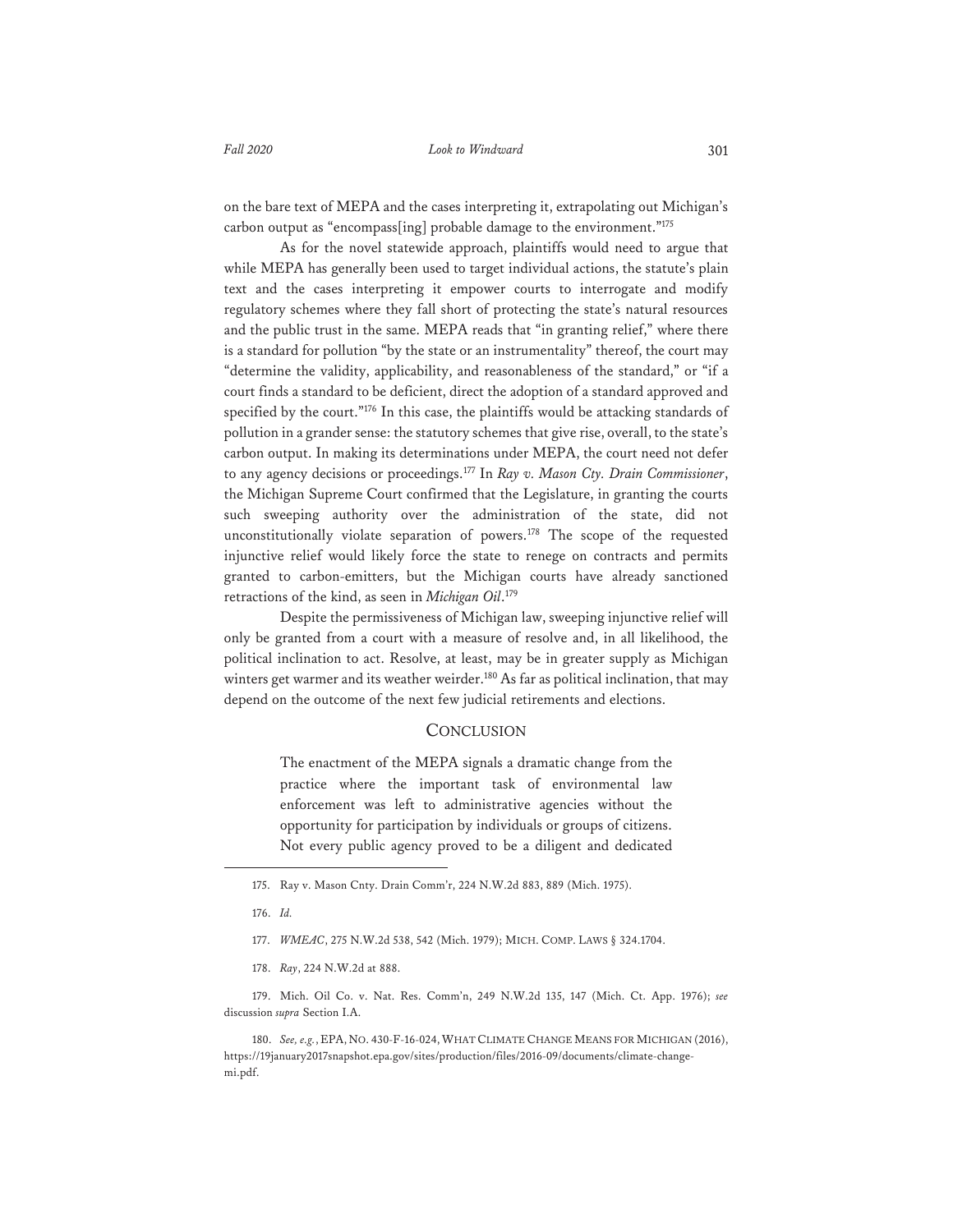on the bare text of MEPA and the cases interpreting it, extrapolating out Michigan's carbon output as "encompass[ing] probable damage to the environment."[175]

As for the novel statewide approach, plaintiffs would need to argue that while MEPA has generally been used to target individual actions, the statute's plain text and the cases interpreting it empower courts to interrogate and modify regulatory schemes where they fall short of protecting the state's natural resources and the public trust in the same. MEPA reads that "in granting relief," where there is a standard for pollution "by the state or an instrumentality" thereof, the court may "determine the validity, applicability, and reasonableness of the standard," or "if a court finds a standard to be deficient, direct the adoption of a standard approved and specified by the court."[176] In this case, the plaintiffs would be attacking standards of pollution in a grander sense: the statutory schemes that give rise, overall, to the state's carbon output. In making its determinations under MEPA, the court need not defer to any agency decisions or proceedings.[177] In *Ray v. Mason Cty. Drain Commissioner*, the Michigan Supreme Court confirmed that the Legislature, in granting the courts such sweeping authority over the administration of the state, did not unconstitutionally violate separation of powers.[178] The scope of the requested injunctive relief would likely force the state to renege on contracts and permits granted to carbon-emitters, but the Michigan courts have already sanctioned retractions of the kind, as seen in *Michigan Oil*.[179]

Despite the permissiveness of Michigan law, sweeping injunctive relief will only be granted from a court with a measure of resolve and, in all likelihood, the political inclination to act. Resolve, at least, may be in greater supply as Michigan winters get warmer and its weather weirder.[180] As far as political inclination, that may depend on the outcome of the next few judicial retirements and elections.

## CONCLUSION

> The enactment of the MEPA signals a dramatic change from the practice where the important task of environmental law enforcement was left to administrative agencies without the opportunity for participation by individuals or groups of citizens. Not every public agency proved to be a diligent and dedicated

---

175. Ray v. Mason Cnty. Drain Comm'r, 224 N.W.2d 883, 889 (Mich. 1975).

176. *Id.*

177. *WMEAC*, 275 N.W.2d 538, 542 (Mich. 1979); MICH. COMP. LAWS § 324.1704.

178. *Ray*, 224 N.W.2d at 888.

179. Mich. Oil Co. v. Nat. Res. Comm'n, 249 N.W.2d 135, 147 (Mich. Ct. App. 1976); *see* discussion *supra* Section I.A.

180. *See, e.g.*, EPA, NO. 430-F-16-024, WHAT CLIMATE CHANGE MEANS FOR MICHIGAN (2016), https://19january2017snapshot.epa.gov/sites/production/files/2016-09/documents/climate-change-mi.pdf.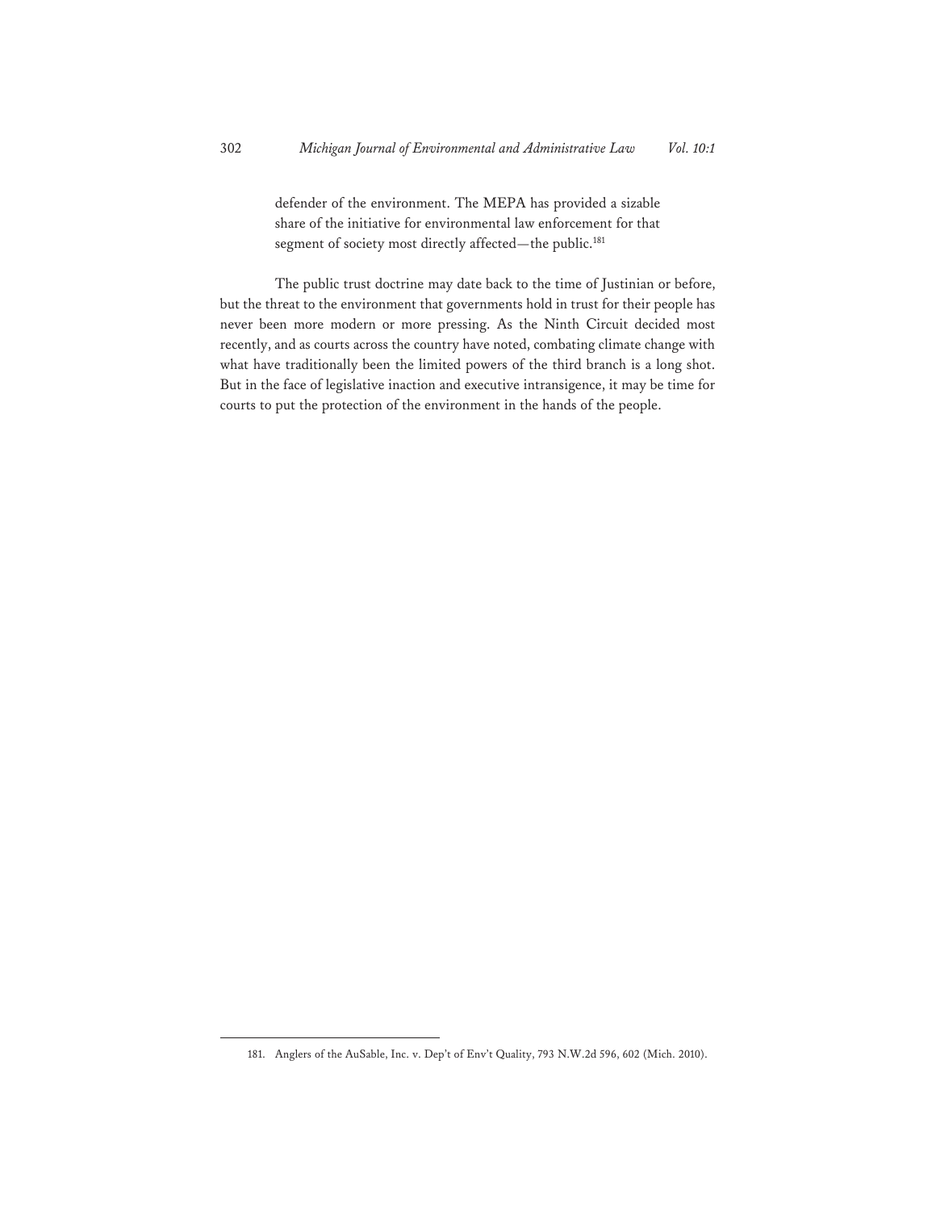> defender of the environment. The MEPA has provided a sizable share of the initiative for environmental law enforcement for that segment of society most directly affected—the public.[181]

The public trust doctrine may date back to the time of Justinian or before, but the threat to the environment that governments hold in trust for their people has never been more modern or more pressing. As the Ninth Circuit decided most recently, and as courts across the country have noted, combating climate change with what have traditionally been the limited powers of the third branch is a long shot. But in the face of legislative inaction and executive intransigence, it may be time for courts to put the protection of the environment in the hands of the people.

---

181. Anglers of the AuSable, Inc. v. Dep't of Env't Quality, 793 N.W.2d 596, 602 (Mich. 2010).